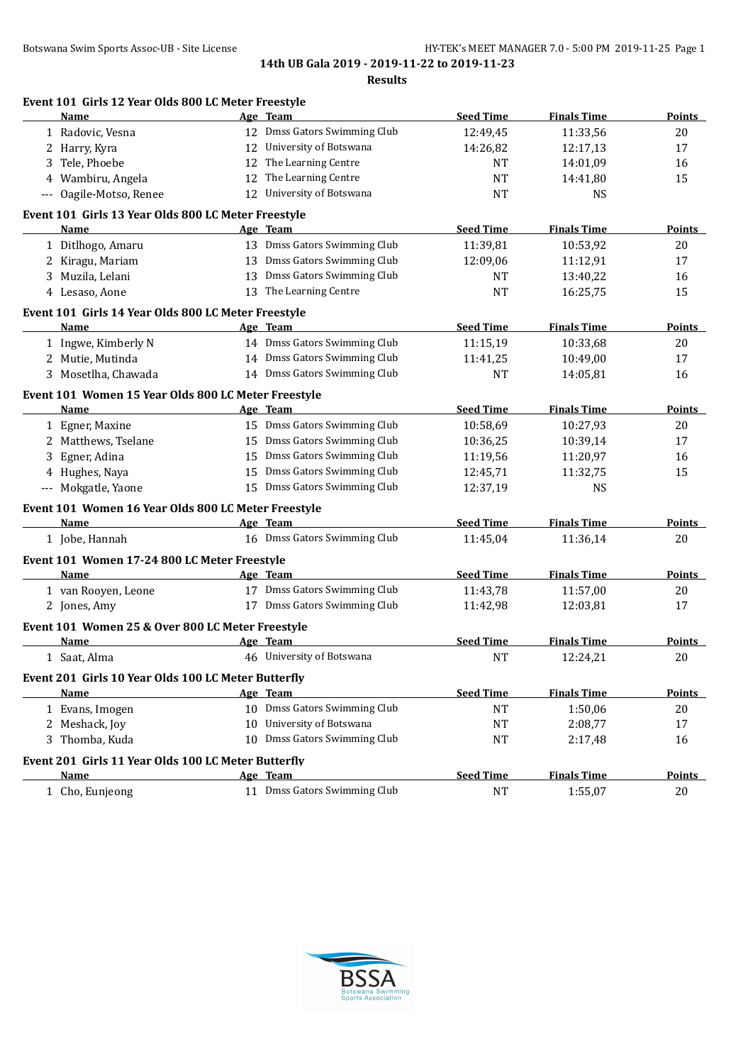# 14th UB Gala 2019 - 2019-11-22 to 2019-11-23

## Results

### Event 101 Girls 12 Year Olds 800 LC Meter Freestyle

| | Name | Age | Team | Seed Time | Finals Time | Points |
|---|---|---|---|---|---|---|
| 1 | Radovic, Vesna | 12 | Dmss Gators Swimming Club | 12:49,45 | 11:33,56 | 20 |
| 2 | Harry, Kyra | 12 | University of Botswana | 14:26,82 | 12:17,13 | 17 |
| 3 | Tele, Phoebe | 12 | The Learning Centre | NT | 14:01,09 | 16 |
| 4 | Wambiru, Angela | 12 | The Learning Centre | NT | 14:41,80 | 15 |
| --- | Oagile-Motso, Renee | 12 | University of Botswana | NT | NS | |

### Event 101 Girls 13 Year Olds 800 LC Meter Freestyle

| | Name | Age | Team | Seed Time | Finals Time | Points |
|---|---|---|---|---|---|---|
| 1 | Ditlhogo, Amaru | 13 | Dmss Gators Swimming Club | 11:39,81 | 10:53,92 | 20 |
| 2 | Kiragu, Mariam | 13 | Dmss Gators Swimming Club | 12:09,06 | 11:12,91 | 17 |
| 3 | Muzila, Lelani | 13 | Dmss Gators Swimming Club | NT | 13:40,22 | 16 |
| 4 | Lesaso, Aone | 13 | The Learning Centre | NT | 16:25,75 | 15 |

### Event 101 Girls 14 Year Olds 800 LC Meter Freestyle

| | Name | Age | Team | Seed Time | Finals Time | Points |
|---|---|---|---|---|---|---|
| 1 | Ingwe, Kimberly N | 14 | Dmss Gators Swimming Club | 11:15,19 | 10:33,68 | 20 |
| 2 | Mutie, Mutinda | 14 | Dmss Gators Swimming Club | 11:41,25 | 10:49,00 | 17 |
| 3 | Mosetlha, Chawada | 14 | Dmss Gators Swimming Club | NT | 14:05,81 | 16 |

### Event 101 Women 15 Year Olds 800 LC Meter Freestyle

| | Name | Age | Team | Seed Time | Finals Time | Points |
|---|---|---|---|---|---|---|
| 1 | Egner, Maxine | 15 | Dmss Gators Swimming Club | 10:58,69 | 10:27,93 | 20 |
| 2 | Matthews, Tselane | 15 | Dmss Gators Swimming Club | 10:36,25 | 10:39,14 | 17 |
| 3 | Egner, Adina | 15 | Dmss Gators Swimming Club | 11:19,56 | 11:20,97 | 16 |
| 4 | Hughes, Naya | 15 | Dmss Gators Swimming Club | 12:45,71 | 11:32,75 | 15 |
| --- | Mokgatle, Yaone | 15 | Dmss Gators Swimming Club | 12:37,19 | NS | |

### Event 101 Women 16 Year Olds 800 LC Meter Freestyle

| | Name | Age | Team | Seed Time | Finals Time | Points |
|---|---|---|---|---|---|---|
| 1 | Jobe, Hannah | 16 | Dmss Gators Swimming Club | 11:45,04 | 11:36,14 | 20 |

### Event 101 Women 17-24 800 LC Meter Freestyle

| | Name | Age | Team | Seed Time | Finals Time | Points |
|---|---|---|---|---|---|---|
| 1 | van Rooyen, Leone | 17 | Dmss Gators Swimming Club | 11:43,78 | 11:57,00 | 20 |
| 2 | Jones, Amy | 17 | Dmss Gators Swimming Club | 11:42,98 | 12:03,81 | 17 |

### Event 101 Women 25 & Over 800 LC Meter Freestyle

| | Name | Age | Team | Seed Time | Finals Time | Points |
|---|---|---|---|---|---|---|
| 1 | Saat, Alma | 46 | University of Botswana | NT | 12:24,21 | 20 |

### Event 201 Girls 10 Year Olds 100 LC Meter Butterfly

| | Name | Age | Team | Seed Time | Finals Time | Points |
|---|---|---|---|---|---|---|
| 1 | Evans, Imogen | 10 | Dmss Gators Swimming Club | NT | 1:50,06 | 20 |
| 2 | Meshack, Joy | 10 | University of Botswana | NT | 2:08,77 | 17 |
| 3 | Thomba, Kuda | 10 | Dmss Gators Swimming Club | NT | 2:17,48 | 16 |

### Event 201 Girls 11 Year Olds 100 LC Meter Butterfly

| | Name | Age | Team | Seed Time | Finals Time | Points |
|---|---|---|---|---|---|---|
| 1 | Cho, Eunjeong | 11 | Dmss Gators Swimming Club | NT | 1:55,07 | 20 |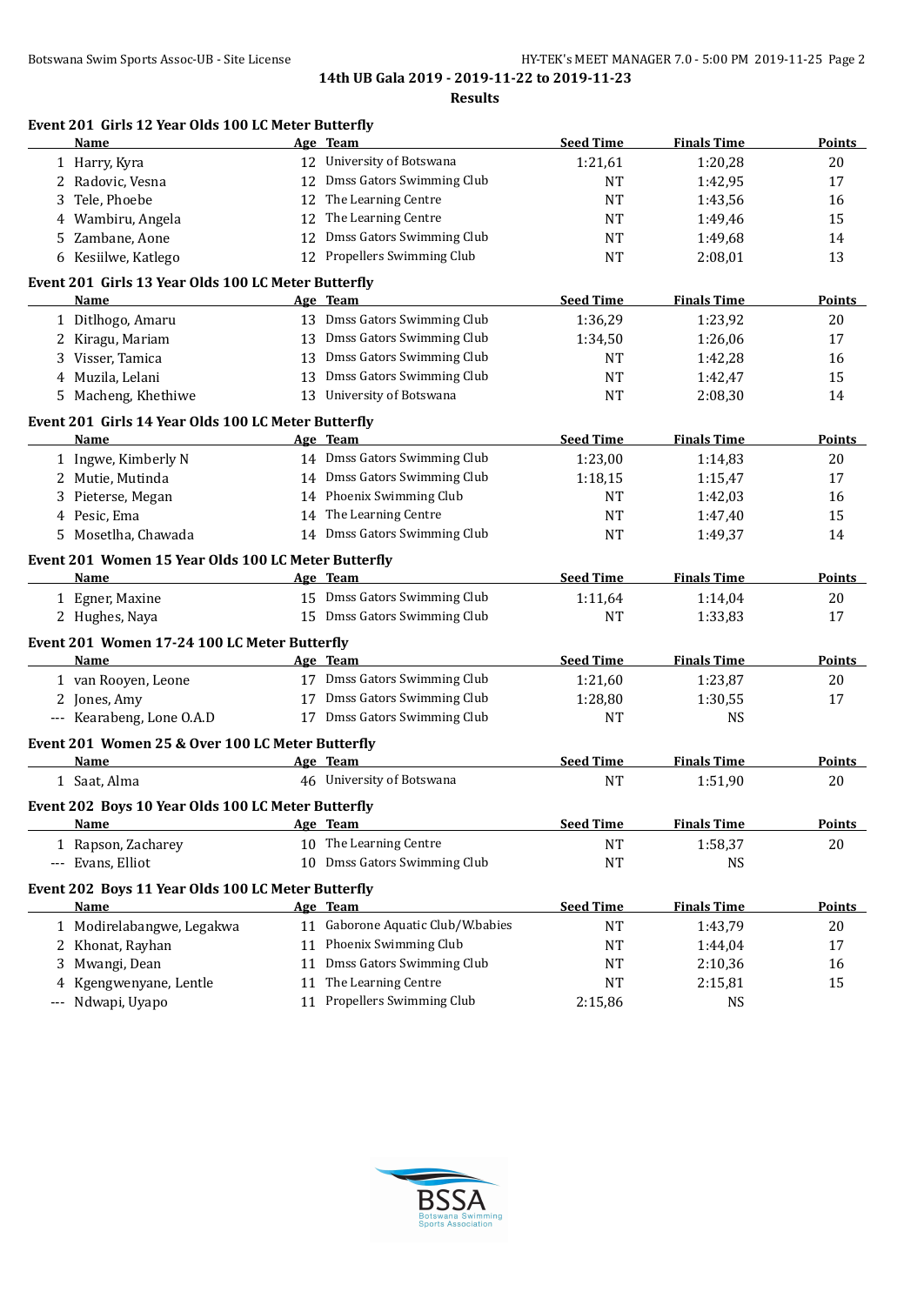**14th UB Gala 2019 - 2019-11-22 to 2019-11-23**

**Results**

### Event 201 Girls 12 Year Olds 100 LC Meter Butterfly

| | Name | Age | Team | Seed Time | Finals Time | Points |
|---|---|---|---|---|---|---|
| 1 | Harry, Kyra | 12 | University of Botswana | 1:21,61 | 1:20,28 | 20 |
| 2 | Radovic, Vesna | 12 | Dmss Gators Swimming Club | NT | 1:42,95 | 17 |
| 3 | Tele, Phoebe | 12 | The Learning Centre | NT | 1:43,56 | 16 |
| 4 | Wambiru, Angela | 12 | The Learning Centre | NT | 1:49,46 | 15 |
| 5 | Zambane, Aone | 12 | Dmss Gators Swimming Club | NT | 1:49,68 | 14 |
| 6 | Kesiilwe, Katlego | 12 | Propellers Swimming Club | NT | 2:08,01 | 13 |

### Event 201 Girls 13 Year Olds 100 LC Meter Butterfly

| | Name | Age | Team | Seed Time | Finals Time | Points |
|---|---|---|---|---|---|---|
| 1 | Ditlhogo, Amaru | 13 | Dmss Gators Swimming Club | 1:36,29 | 1:23,92 | 20 |
| 2 | Kiragu, Mariam | 13 | Dmss Gators Swimming Club | 1:34,50 | 1:26,06 | 17 |
| 3 | Visser, Tamica | 13 | Dmss Gators Swimming Club | NT | 1:42,28 | 16 |
| 4 | Muzila, Lelani | 13 | Dmss Gators Swimming Club | NT | 1:42,47 | 15 |
| 5 | Macheng, Khethiwe | 13 | University of Botswana | NT | 2:08,30 | 14 |

### Event 201 Girls 14 Year Olds 100 LC Meter Butterfly

| | Name | Age | Team | Seed Time | Finals Time | Points |
|---|---|---|---|---|---|---|
| 1 | Ingwe, Kimberly N | 14 | Dmss Gators Swimming Club | 1:23,00 | 1:14,83 | 20 |
| 2 | Mutie, Mutinda | 14 | Dmss Gators Swimming Club | 1:18,15 | 1:15,47 | 17 |
| 3 | Pieterse, Megan | 14 | Phoenix Swimming Club | NT | 1:42,03 | 16 |
| 4 | Pesic, Ema | 14 | The Learning Centre | NT | 1:47,40 | 15 |
| 5 | Mosetlha, Chawada | 14 | Dmss Gators Swimming Club | NT | 1:49,37 | 14 |

### Event 201 Women 15 Year Olds 100 LC Meter Butterfly

| | Name | Age | Team | Seed Time | Finals Time | Points |
|---|---|---|---|---|---|---|
| 1 | Egner, Maxine | 15 | Dmss Gators Swimming Club | 1:11,64 | 1:14,04 | 20 |
| 2 | Hughes, Naya | 15 | Dmss Gators Swimming Club | NT | 1:33,83 | 17 |

### Event 201 Women 17-24 100 LC Meter Butterfly

| | Name | Age | Team | Seed Time | Finals Time | Points |
|---|---|---|---|---|---|---|
| 1 | van Rooyen, Leone | 17 | Dmss Gators Swimming Club | 1:21,60 | 1:23,87 | 20 |
| 2 | Jones, Amy | 17 | Dmss Gators Swimming Club | 1:28,80 | 1:30,55 | 17 |
| --- | Kearabeng, Lone O.A.D | 17 | Dmss Gators Swimming Club | NT | NS | |

### Event 201 Women 25 & Over 100 LC Meter Butterfly

| | Name | Age | Team | Seed Time | Finals Time | Points |
|---|---|---|---|---|---|---|
| 1 | Saat, Alma | 46 | University of Botswana | NT | 1:51,90 | 20 |

### Event 202 Boys 10 Year Olds 100 LC Meter Butterfly

| | Name | Age | Team | Seed Time | Finals Time | Points |
|---|---|---|---|---|---|---|
| 1 | Rapson, Zacharey | 10 | The Learning Centre | NT | 1:58,37 | 20 |
| --- | Evans, Elliot | 10 | Dmss Gators Swimming Club | NT | NS | |

### Event 202 Boys 11 Year Olds 100 LC Meter Butterfly

| | Name | Age | Team | Seed Time | Finals Time | Points |
|---|---|---|---|---|---|---|
| 1 | Modirelabangwe, Legakwa | 11 | Gaborone Aquatic Club/W.babies | NT | 1:43,79 | 20 |
| 2 | Khonat, Rayhan | 11 | Phoenix Swimming Club | NT | 1:44,04 | 17 |
| 3 | Mwangi, Dean | 11 | Dmss Gators Swimming Club | NT | 2:10,36 | 16 |
| 4 | Kgengwenyane, Lentle | 11 | The Learning Centre | NT | 2:15,81 | 15 |
| --- | Ndwapi, Uyapo | 11 | Propellers Swimming Club | 2:15,86 | NS | |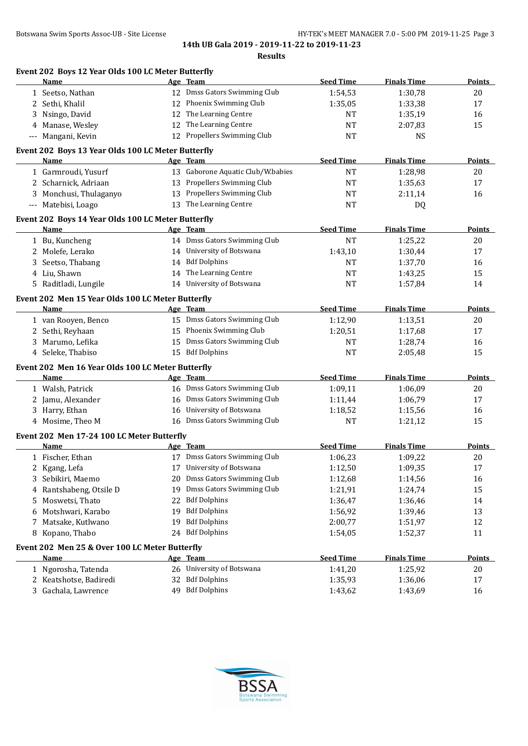## 14th UB Gala 2019 - 2019-11-22 to 2019-11-23

### Results

**Event 202 Boys 12 Year Olds 100 LC Meter Butterfly**

| | Name | Age | Team | Seed Time | Finals Time | Points |
|---|---|---|---|---|---|---|
| 1 | Seetso, Nathan | 12 | Dmss Gators Swimming Club | 1:54,53 | 1:30,78 | 20 |
| 2 | Sethi, Khalil | 12 | Phoenix Swimming Club | 1:35,05 | 1:33,38 | 17 |
| 3 | Nsingo, David | 12 | The Learning Centre | NT | 1:35,19 | 16 |
| 4 | Manase, Wesley | 12 | The Learning Centre | NT | 2:07,83 | 15 |
| --- | Mangani, Kevin | 12 | Propellers Swimming Club | NT | NS | |

**Event 202 Boys 13 Year Olds 100 LC Meter Butterfly**

| | Name | Age | Team | Seed Time | Finals Time | Points |
|---|---|---|---|---|---|---|
| 1 | Garmroudi, Yusurf | 13 | Gaborone Aquatic Club/W.babies | NT | 1:28,98 | 20 |
| 2 | Scharnick, Adriaan | 13 | Propellers Swimming Club | NT | 1:35,63 | 17 |
| 3 | Monchusi, Thulaganyo | 13 | Propellers Swimming Club | NT | 2:11,14 | 16 |
| --- | Matebisi, Loago | 13 | The Learning Centre | NT | DQ | |

**Event 202 Boys 14 Year Olds 100 LC Meter Butterfly**

| | Name | Age | Team | Seed Time | Finals Time | Points |
|---|---|---|---|---|---|---|
| 1 | Bu, Kuncheng | 14 | Dmss Gators Swimming Club | NT | 1:25,22 | 20 |
| 2 | Molefe, Lerako | 14 | University of Botswana | 1:43,10 | 1:30,44 | 17 |
| 3 | Seetso, Thabang | 14 | Bdf Dolphins | NT | 1:37,70 | 16 |
| 4 | Liu, Shawn | 14 | The Learning Centre | NT | 1:43,25 | 15 |
| 5 | Raditladi, Lungile | 14 | University of Botswana | NT | 1:57,84 | 14 |

**Event 202 Men 15 Year Olds 100 LC Meter Butterfly**

| | Name | Age | Team | Seed Time | Finals Time | Points |
|---|---|---|---|---|---|---|
| 1 | van Rooyen, Benco | 15 | Dmss Gators Swimming Club | 1:12,90 | 1:13,51 | 20 |
| 2 | Sethi, Reyhaan | 15 | Phoenix Swimming Club | 1:20,51 | 1:17,68 | 17 |
| 3 | Marumo, Lefika | 15 | Dmss Gators Swimming Club | NT | 1:28,74 | 16 |
| 4 | Seleke, Thabiso | 15 | Bdf Dolphins | NT | 2:05,48 | 15 |

**Event 202 Men 16 Year Olds 100 LC Meter Butterfly**

| | Name | Age | Team | Seed Time | Finals Time | Points |
|---|---|---|---|---|---|---|
| 1 | Walsh, Patrick | 16 | Dmss Gators Swimming Club | 1:09,11 | 1:06,09 | 20 |
| 2 | Jamu, Alexander | 16 | Dmss Gators Swimming Club | 1:11,44 | 1:06,79 | 17 |
| 3 | Harry, Ethan | 16 | University of Botswana | 1:18,52 | 1:15,56 | 16 |
| 4 | Mosime, Theo M | 16 | Dmss Gators Swimming Club | NT | 1:21,12 | 15 |

**Event 202 Men 17-24 100 LC Meter Butterfly**

| | Name | Age | Team | Seed Time | Finals Time | Points |
|---|---|---|---|---|---|---|
| 1 | Fischer, Ethan | 17 | Dmss Gators Swimming Club | 1:06,23 | 1:09,22 | 20 |
| 2 | Kgang, Lefa | 17 | University of Botswana | 1:12,50 | 1:09,35 | 17 |
| 3 | Sebikiri, Maemo | 20 | Dmss Gators Swimming Club | 1:12,68 | 1:14,56 | 16 |
| 4 | Rantshabeng, Otsile D | 19 | Dmss Gators Swimming Club | 1:21,91 | 1:24,74 | 15 |
| 5 | Moswetsi, Thato | 22 | Bdf Dolphins | 1:36,47 | 1:36,46 | 14 |
| 6 | Motshwari, Karabo | 19 | Bdf Dolphins | 1:56,92 | 1:39,46 | 13 |
| 7 | Matsake, Kutlwano | 19 | Bdf Dolphins | 2:00,77 | 1:51,97 | 12 |
| 8 | Kopano, Thabo | 24 | Bdf Dolphins | 1:54,05 | 1:52,37 | 11 |

**Event 202 Men 25 & Over 100 LC Meter Butterfly**

| | Name | Age | Team | Seed Time | Finals Time | Points |
|---|---|---|---|---|---|---|
| 1 | Ngorosha, Tatenda | 26 | University of Botswana | 1:41,20 | 1:25,92 | 20 |
| 2 | Keatshotse, Badiredi | 32 | Bdf Dolphins | 1:35,93 | 1:36,06 | 17 |
| 3 | Gachala, Lawrence | 49 | Bdf Dolphins | 1:43,62 | 1:43,69 | 16 |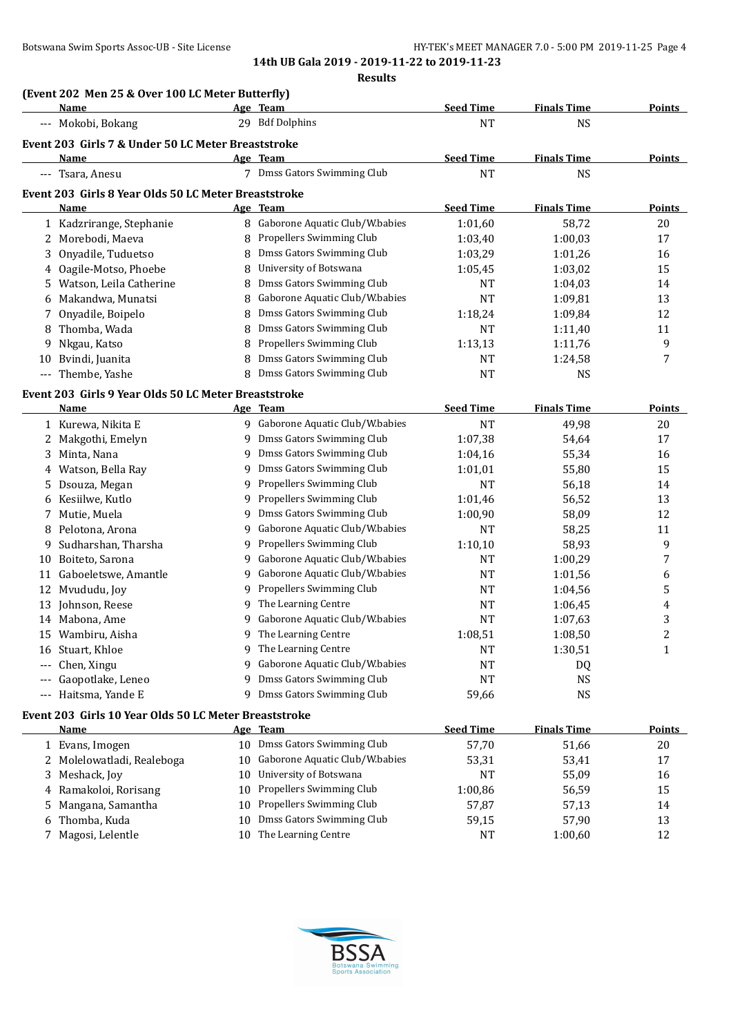**14th UB Gala 2019 - 2019-11-22 to 2019-11-23**

**Results**

### (Event 202 Men 25 & Over 100 LC Meter Butterfly)

| | Name | Age | Team | Seed Time | Finals Time | Points |
|---|---|---|---|---|---|---|
| --- | Mokobi, Bokang | 29 | Bdf Dolphins | NT | NS | |

### Event 203 Girls 7 & Under 50 LC Meter Breaststroke

| | Name | Age | Team | Seed Time | Finals Time | Points |
|---|---|---|---|---|---|---|
| --- | Tsara, Anesu | 7 | Dmss Gators Swimming Club | NT | NS | |

### Event 203 Girls 8 Year Olds 50 LC Meter Breaststroke

| | Name | Age | Team | Seed Time | Finals Time | Points |
|---|---|---|---|---|---|---|
| 1 | Kadzrirange, Stephanie | 8 | Gaborone Aquatic Club/W.babies | 1:01,60 | 58,72 | 20 |
| 2 | Morebodi, Maeva | 8 | Propellers Swimming Club | 1:03,40 | 1:00,03 | 17 |
| 3 | Onyadile, Tuduetso | 8 | Dmss Gators Swimming Club | 1:03,29 | 1:01,26 | 16 |
| 4 | Oagile-Motso, Phoebe | 8 | University of Botswana | 1:05,45 | 1:03,02 | 15 |
| 5 | Watson, Leila Catherine | 8 | Dmss Gators Swimming Club | NT | 1:04,03 | 14 |
| 6 | Makandwa, Munatsi | 8 | Gaborone Aquatic Club/W.babies | NT | 1:09,81 | 13 |
| 7 | Onyadile, Boipelo | 8 | Dmss Gators Swimming Club | 1:18,24 | 1:09,84 | 12 |
| 8 | Thomba, Wada | 8 | Dmss Gators Swimming Club | NT | 1:11,40 | 11 |
| 9 | Nkgau, Katso | 8 | Propellers Swimming Club | 1:13,13 | 1:11,76 | 9 |
| 10 | Bvindi, Juanita | 8 | Dmss Gators Swimming Club | NT | 1:24,58 | 7 |
| --- | Thembe, Yashe | 8 | Dmss Gators Swimming Club | NT | NS | |

### Event 203 Girls 9 Year Olds 50 LC Meter Breaststroke

| | Name | Age | Team | Seed Time | Finals Time | Points |
|---|---|---|---|---|---|---|
| 1 | Kurewa, Nikita E | 9 | Gaborone Aquatic Club/W.babies | NT | 49,98 | 20 |
| 2 | Makgothi, Emelyn | 9 | Dmss Gators Swimming Club | 1:07,38 | 54,64 | 17 |
| 3 | Minta, Nana | 9 | Dmss Gators Swimming Club | 1:04,16 | 55,34 | 16 |
| 4 | Watson, Bella Ray | 9 | Dmss Gators Swimming Club | 1:01,01 | 55,80 | 15 |
| 5 | Dsouza, Megan | 9 | Propellers Swimming Club | NT | 56,18 | 14 |
| 6 | Kesiilwe, Kutlo | 9 | Propellers Swimming Club | 1:01,46 | 56,52 | 13 |
| 7 | Mutie, Muela | 9 | Dmss Gators Swimming Club | 1:00,90 | 58,09 | 12 |
| 8 | Pelotona, Arona | 9 | Gaborone Aquatic Club/W.babies | NT | 58,25 | 11 |
| 9 | Sudharshan, Tharsha | 9 | Propellers Swimming Club | 1:10,10 | 58,93 | 9 |
| 10 | Boiteto, Sarona | 9 | Gaborone Aquatic Club/W.babies | NT | 1:00,29 | 7 |
| 11 | Gaboeletswe, Amantle | 9 | Gaborone Aquatic Club/W.babies | NT | 1:01,56 | 6 |
| 12 | Mvududu, Joy | 9 | Propellers Swimming Club | NT | 1:04,56 | 5 |
| 13 | Johnson, Reese | 9 | The Learning Centre | NT | 1:06,45 | 4 |
| 14 | Mabona, Ame | 9 | Gaborone Aquatic Club/W.babies | NT | 1:07,63 | 3 |
| 15 | Wambiru, Aisha | 9 | The Learning Centre | 1:08,51 | 1:08,50 | 2 |
| 16 | Stuart, Khloe | 9 | The Learning Centre | NT | 1:30,51 | 1 |
| --- | Chen, Xingu | 9 | Gaborone Aquatic Club/W.babies | NT | DQ | |
| --- | Gaopotlake, Leneo | 9 | Dmss Gators Swimming Club | NT | NS | |
| --- | Haitsma, Yande E | 9 | Dmss Gators Swimming Club | 59,66 | NS | |

### Event 203 Girls 10 Year Olds 50 LC Meter Breaststroke

| | Name | Age | Team | Seed Time | Finals Time | Points |
|---|---|---|---|---|---|---|
| 1 | Evans, Imogen | 10 | Dmss Gators Swimming Club | 57,70 | 51,66 | 20 |
| 2 | Molelowatladi, Realeboga | 10 | Gaborone Aquatic Club/W.babies | 53,31 | 53,41 | 17 |
| 3 | Meshack, Joy | 10 | University of Botswana | NT | 55,09 | 16 |
| 4 | Ramakoloi, Rorisang | 10 | Propellers Swimming Club | 1:00,86 | 56,59 | 15 |
| 5 | Mangana, Samantha | 10 | Propellers Swimming Club | 57,87 | 57,13 | 14 |
| 6 | Thomba, Kuda | 10 | Dmss Gators Swimming Club | 59,15 | 57,90 | 13 |
| 7 | Magosi, Lelentle | 10 | The Learning Centre | NT | 1:00,60 | 12 |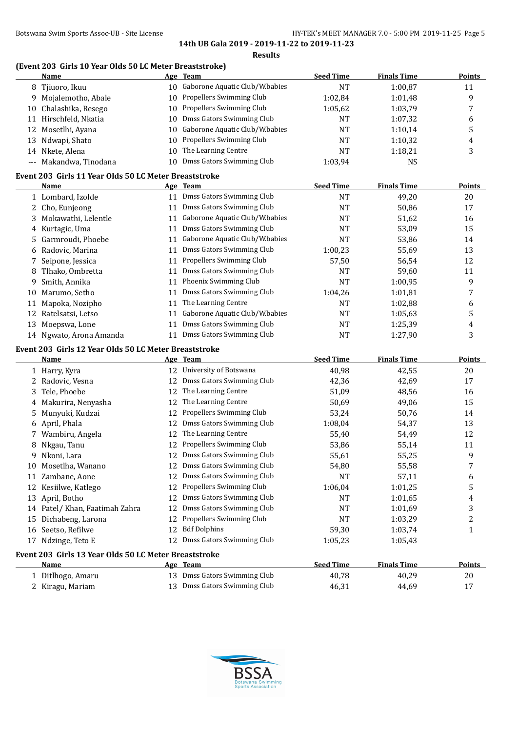**14th UB Gala 2019 - 2019-11-22 to 2019-11-23**

**Results**

### (Event 203 Girls 10 Year Olds 50 LC Meter Breaststroke)

| | Name | Age | Team | Seed Time | Finals Time | Points |
|---|---|---|---|---|---|---|
| 8 | Tjiuoro, Ikuu | 10 | Gaborone Aquatic Club/W.babies | NT | 1:00,87 | 11 |
| 9 | Mojalemotho, Abale | 10 | Propellers Swimming Club | 1:02,84 | 1:01,48 | 9 |
| 10 | Chalashika, Resego | 10 | Propellers Swimming Club | 1:05,62 | 1:03,79 | 7 |
| 11 | Hirschfeld, Nkatia | 10 | Dmss Gators Swimming Club | NT | 1:07,32 | 6 |
| 12 | Mosetlhi, Ayana | 10 | Gaborone Aquatic Club/W.babies | NT | 1:10,14 | 5 |
| 13 | Ndwapi, Shato | 10 | Propellers Swimming Club | NT | 1:10,32 | 4 |
| 14 | Nkete, Alena | 10 | The Learning Centre | NT | 1:18,21 | 3 |
| --- | Makandwa, Tinodana | 10 | Dmss Gators Swimming Club | 1:03,94 | NS | |

### Event 203 Girls 11 Year Olds 50 LC Meter Breaststroke

| | Name | Age | Team | Seed Time | Finals Time | Points |
|---|---|---|---|---|---|---|
| 1 | Lombard, Izolde | 11 | Dmss Gators Swimming Club | NT | 49,20 | 20 |
| 2 | Cho, Eunjeong | 11 | Dmss Gators Swimming Club | NT | 50,86 | 17 |
| 3 | Mokawathi, Lelentle | 11 | Gaborone Aquatic Club/W.babies | NT | 51,62 | 16 |
| 4 | Kurtagic, Uma | 11 | Dmss Gators Swimming Club | NT | 53,09 | 15 |
| 5 | Garmroudi, Phoebe | 11 | Gaborone Aquatic Club/W.babies | NT | 53,86 | 14 |
| 6 | Radovic, Marina | 11 | Dmss Gators Swimming Club | 1:00,23 | 55,69 | 13 |
| 7 | Seipone, Jessica | 11 | Propellers Swimming Club | 57,50 | 56,54 | 12 |
| 8 | Tlhako, Ombretta | 11 | Dmss Gators Swimming Club | NT | 59,60 | 11 |
| 9 | Smith, Annika | 11 | Phoenix Swimming Club | NT | 1:00,95 | 9 |
| 10 | Marumo, Setho | 11 | Dmss Gators Swimming Club | 1:04,26 | 1:01,81 | 7 |
| 11 | Mapoka, Nozipho | 11 | The Learning Centre | NT | 1:02,88 | 6 |
| 12 | Ratelsatsi, Letso | 11 | Gaborone Aquatic Club/W.babies | NT | 1:05,63 | 5 |
| 13 | Moepswa, Lone | 11 | Dmss Gators Swimming Club | NT | 1:25,39 | 4 |
| 14 | Ngwato, Arona Amanda | 11 | Dmss Gators Swimming Club | NT | 1:27,90 | 3 |

### Event 203 Girls 12 Year Olds 50 LC Meter Breaststroke

| | Name | Age | Team | Seed Time | Finals Time | Points |
|---|---|---|---|---|---|---|
| 1 | Harry, Kyra | 12 | University of Botswana | 40,98 | 42,55 | 20 |
| 2 | Radovic, Vesna | 12 | Dmss Gators Swimming Club | 42,36 | 42,69 | 17 |
| 3 | Tele, Phoebe | 12 | The Learning Centre | 51,09 | 48,56 | 16 |
| 4 | Makurira, Nenyasha | 12 | The Learning Centre | 50,69 | 49,06 | 15 |
| 5 | Munyuki, Kudzai | 12 | Propellers Swimming Club | 53,24 | 50,76 | 14 |
| 6 | April, Phala | 12 | Dmss Gators Swimming Club | 1:08,04 | 54,37 | 13 |
| 7 | Wambiru, Angela | 12 | The Learning Centre | 55,40 | 54,49 | 12 |
| 8 | Nkgau, Tanu | 12 | Propellers Swimming Club | 53,86 | 55,14 | 11 |
| 9 | Nkoni, Lara | 12 | Dmss Gators Swimming Club | 55,61 | 55,25 | 9 |
| 10 | Mosetlha, Wanano | 12 | Dmss Gators Swimming Club | 54,80 | 55,58 | 7 |
| 11 | Zambane, Aone | 12 | Dmss Gators Swimming Club | NT | 57,11 | 6 |
| 12 | Kesiilwe, Katlego | 12 | Propellers Swimming Club | 1:06,04 | 1:01,25 | 5 |
| 13 | April, Botho | 12 | Dmss Gators Swimming Club | NT | 1:01,65 | 4 |
| 14 | Patel/ Khan, Faatimah Zahra | 12 | Dmss Gators Swimming Club | NT | 1:01,69 | 3 |
| 15 | Dichabeng, Larona | 12 | Propellers Swimming Club | NT | 1:03,29 | 2 |
| 16 | Seetso, Refilwe | 12 | Bdf Dolphins | 59,30 | 1:03,74 | 1 |
| 17 | Ndzinge, Teto E | 12 | Dmss Gators Swimming Club | 1:05,23 | 1:05,43 | |

### Event 203 Girls 13 Year Olds 50 LC Meter Breaststroke

| | Name | Age | Team | Seed Time | Finals Time | Points |
|---|---|---|---|---|---|---|
| 1 | Ditlhogo, Amaru | 13 | Dmss Gators Swimming Club | 40,78 | 40,29 | 20 |
| 2 | Kiragu, Mariam | 13 | Dmss Gators Swimming Club | 46,31 | 44,69 | 17 |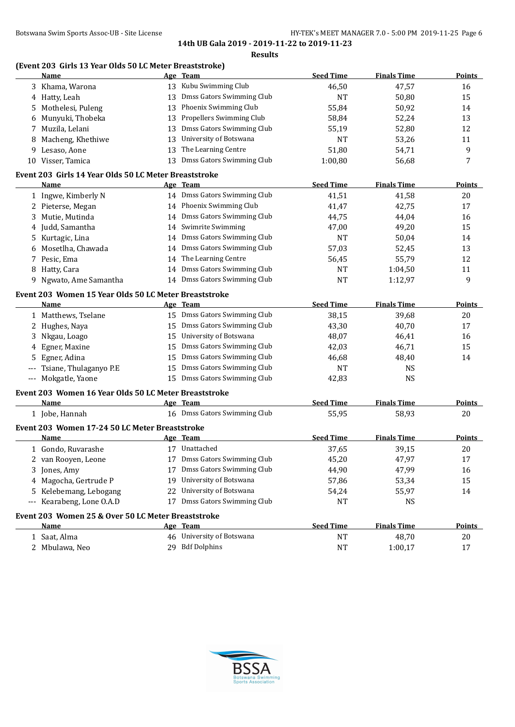**14th UB Gala 2019 - 2019-11-22 to 2019-11-23**

**Results**

### (Event 203 Girls 13 Year Olds 50 LC Meter Breaststroke)

| | Name | Age | Team | Seed Time | Finals Time | Points |
|---|---|---|---|---|---|---|
| 3 | Khama, Warona | 13 | Kubu Swimming Club | 46,50 | 47,57 | 16 |
| 4 | Hatty, Leah | 13 | Dmss Gators Swimming Club | NT | 50,80 | 15 |
| 5 | Mothelesi, Puleng | 13 | Phoenix Swimming Club | 55,84 | 50,92 | 14 |
| 6 | Munyuki, Thobeka | 13 | Propellers Swimming Club | 58,84 | 52,24 | 13 |
| 7 | Muzila, Lelani | 13 | Dmss Gators Swimming Club | 55,19 | 52,80 | 12 |
| 8 | Macheng, Khethiwe | 13 | University of Botswana | NT | 53,26 | 11 |
| 9 | Lesaso, Aone | 13 | The Learning Centre | 51,80 | 54,71 | 9 |
| 10 | Visser, Tamica | 13 | Dmss Gators Swimming Club | 1:00,80 | 56,68 | 7 |

### Event 203 Girls 14 Year Olds 50 LC Meter Breaststroke

| | Name | Age | Team | Seed Time | Finals Time | Points |
|---|---|---|---|---|---|---|
| 1 | Ingwe, Kimberly N | 14 | Dmss Gators Swimming Club | 41,51 | 41,58 | 20 |
| 2 | Pieterse, Megan | 14 | Phoenix Swimming Club | 41,47 | 42,75 | 17 |
| 3 | Mutie, Mutinda | 14 | Dmss Gators Swimming Club | 44,75 | 44,04 | 16 |
| 4 | Judd, Samantha | 14 | Swimrite Swimming | 47,00 | 49,20 | 15 |
| 5 | Kurtagic, Lina | 14 | Dmss Gators Swimming Club | NT | 50,04 | 14 |
| 6 | Mosetlha, Chawada | 14 | Dmss Gators Swimming Club | 57,03 | 52,45 | 13 |
| 7 | Pesic, Ema | 14 | The Learning Centre | 56,45 | 55,79 | 12 |
| 8 | Hatty, Cara | 14 | Dmss Gators Swimming Club | NT | 1:04,50 | 11 |
| 9 | Ngwato, Ame Samantha | 14 | Dmss Gators Swimming Club | NT | 1:12,97 | 9 |

### Event 203 Women 15 Year Olds 50 LC Meter Breaststroke

| | Name | Age | Team | Seed Time | Finals Time | Points |
|---|---|---|---|---|---|---|
| 1 | Matthews, Tselane | 15 | Dmss Gators Swimming Club | 38,15 | 39,68 | 20 |
| 2 | Hughes, Naya | 15 | Dmss Gators Swimming Club | 43,30 | 40,70 | 17 |
| 3 | Nkgau, Loago | 15 | University of Botswana | 48,07 | 46,41 | 16 |
| 4 | Egner, Maxine | 15 | Dmss Gators Swimming Club | 42,03 | 46,71 | 15 |
| 5 | Egner, Adina | 15 | Dmss Gators Swimming Club | 46,68 | 48,40 | 14 |
| --- | Tsiane, Thulaganyo P.E | 15 | Dmss Gators Swimming Club | NT | NS | |
| --- | Mokgatle, Yaone | 15 | Dmss Gators Swimming Club | 42,83 | NS | |

### Event 203 Women 16 Year Olds 50 LC Meter Breaststroke

| | Name | Age | Team | Seed Time | Finals Time | Points |
|---|---|---|---|---|---|---|
| 1 | Jobe, Hannah | 16 | Dmss Gators Swimming Club | 55,95 | 58,93 | 20 |

### Event 203 Women 17-24 50 LC Meter Breaststroke

| | Name | Age | Team | Seed Time | Finals Time | Points |
|---|---|---|---|---|---|---|
| 1 | Gondo, Ruvarashe | 17 | Unattached | 37,65 | 39,15 | 20 |
| 2 | van Rooyen, Leone | 17 | Dmss Gators Swimming Club | 45,20 | 47,97 | 17 |
| 3 | Jones, Amy | 17 | Dmss Gators Swimming Club | 44,90 | 47,99 | 16 |
| 4 | Magocha, Gertrude P | 19 | University of Botswana | 57,86 | 53,34 | 15 |
| 5 | Kelebemang, Lebogang | 22 | University of Botswana | 54,24 | 55,97 | 14 |
| --- | Kearabeng, Lone O.A.D | 17 | Dmss Gators Swimming Club | NT | NS | |

### Event 203 Women 25 & Over 50 LC Meter Breaststroke

| | Name | Age | Team | Seed Time | Finals Time | Points |
|---|---|---|---|---|---|---|
| 1 | Saat, Alma | 46 | University of Botswana | NT | 48,70 | 20 |
| 2 | Mbulawa, Neo | 29 | Bdf Dolphins | NT | 1:00,17 | 17 |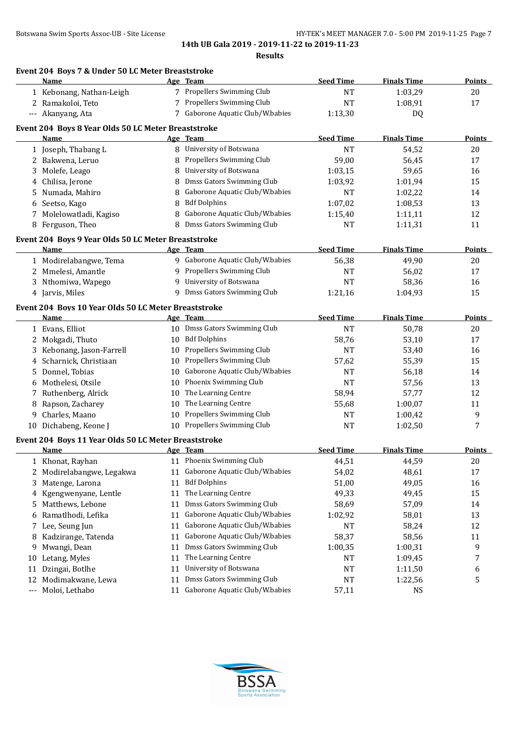**14th UB Gala 2019 - 2019-11-22 to 2019-11-23**

**Results**

### Event 204 Boys 7 & Under 50 LC Meter Breaststroke

| | Name | Age | Team | Seed Time | Finals Time | Points |
|---|---|---|---|---|---|---|
| 1 | Kebonang, Nathan-Leigh | 7 | Propellers Swimming Club | NT | 1:03,29 | 20 |
| 2 | Ramakoloi, Teto | 7 | Propellers Swimming Club | NT | 1:08,91 | 17 |
| --- | Akanyang, Ata | 7 | Gaborone Aquatic Club/W.babies | 1:13,30 | DQ | |

### Event 204 Boys 8 Year Olds 50 LC Meter Breaststroke

| | Name | Age | Team | Seed Time | Finals Time | Points |
|---|---|---|---|---|---|---|
| 1 | Joseph, Thabang L | 8 | University of Botswana | NT | 54,52 | 20 |
| 2 | Bakwena, Leruo | 8 | Propellers Swimming Club | 59,00 | 56,45 | 17 |
| 3 | Molefe, Leago | 8 | University of Botswana | 1:03,15 | 59,65 | 16 |
| 4 | Chilisa, Jerone | 8 | Dmss Gators Swimming Club | 1:03,92 | 1:01,94 | 15 |
| 5 | Numada, Mahiro | 8 | Gaborone Aquatic Club/W.babies | NT | 1:02,22 | 14 |
| 6 | Seetso, Kago | 8 | Bdf Dolphins | 1:07,02 | 1:08,53 | 13 |
| 7 | Molelowatladi, Kagiso | 8 | Gaborone Aquatic Club/W.babies | 1:15,40 | 1:11,11 | 12 |
| 8 | Ferguson, Theo | 8 | Dmss Gators Swimming Club | NT | 1:11,31 | 11 |

### Event 204 Boys 9 Year Olds 50 LC Meter Breaststroke

| | Name | Age | Team | Seed Time | Finals Time | Points |
|---|---|---|---|---|---|---|
| 1 | Modirelabangwe, Tema | 9 | Gaborone Aquatic Club/W.babies | 56,38 | 49,90 | 20 |
| 2 | Mmelesi, Amantle | 9 | Propellers Swimming Club | NT | 56,02 | 17 |
| 3 | Nthomiwa, Wapego | 9 | University of Botswana | NT | 58,36 | 16 |
| 4 | Jarvis, Miles | 9 | Dmss Gators Swimming Club | 1:21,16 | 1:04,93 | 15 |

### Event 204 Boys 10 Year Olds 50 LC Meter Breaststroke

| | Name | Age | Team | Seed Time | Finals Time | Points |
|---|---|---|---|---|---|---|
| 1 | Evans, Elliot | 10 | Dmss Gators Swimming Club | NT | 50,78 | 20 |
| 2 | Mokgadi, Thuto | 10 | Bdf Dolphins | 58,76 | 53,10 | 17 |
| 3 | Kebonang, Jason-Farrell | 10 | Propellers Swimming Club | NT | 53,40 | 16 |
| 4 | Scharnick, Christiaan | 10 | Propellers Swimming Club | 57,62 | 55,39 | 15 |
| 5 | Donnel, Tobias | 10 | Gaborone Aquatic Club/W.babies | NT | 56,18 | 14 |
| 6 | Mothelesi, Otsile | 10 | Phoenix Swimming Club | NT | 57,56 | 13 |
| 7 | Ruthenberg, Alrick | 10 | The Learning Centre | 58,94 | 57,77 | 12 |
| 8 | Rapson, Zacharey | 10 | The Learning Centre | 55,68 | 1:00,07 | 11 |
| 9 | Charles, Maano | 10 | Propellers Swimming Club | NT | 1:00,42 | 9 |
| 10 | Dichabeng, Keone J | 10 | Propellers Swimming Club | NT | 1:02,50 | 7 |

### Event 204 Boys 11 Year Olds 50 LC Meter Breaststroke

| | Name | Age | Team | Seed Time | Finals Time | Points |
|---|---|---|---|---|---|---|
| 1 | Khonat, Rayhan | 11 | Phoenix Swimming Club | 44,51 | 44,59 | 20 |
| 2 | Modirelabangwe, Legakwa | 11 | Gaborone Aquatic Club/W.babies | 54,02 | 48,61 | 17 |
| 3 | Matenge, Larona | 11 | Bdf Dolphins | 51,00 | 49,05 | 16 |
| 4 | Kgengwenyane, Lentle | 11 | The Learning Centre | 49,33 | 49,45 | 15 |
| 5 | Matthews, Lebone | 11 | Dmss Gators Swimming Club | 58,69 | 57,09 | 14 |
| 6 | Ramatlhodi, Lefika | 11 | Gaborone Aquatic Club/W.babies | 1:02,92 | 58,01 | 13 |
| 7 | Lee, Seung Jun | 11 | Gaborone Aquatic Club/W.babies | NT | 58,24 | 12 |
| 8 | Kadzirange, Tatenda | 11 | Gaborone Aquatic Club/W.babies | 58,37 | 58,56 | 11 |
| 9 | Mwangi, Dean | 11 | Dmss Gators Swimming Club | 1:00,35 | 1:00,31 | 9 |
| 10 | Letang, Myles | 11 | The Learning Centre | NT | 1:09,45 | 7 |
| 11 | Dzingai, Botlhe | 11 | University of Botswana | NT | 1:11,50 | 6 |
| 12 | Modimakwane, Lewa | 11 | Dmss Gators Swimming Club | NT | 1:22,56 | 5 |
| --- | Moloi, Lethabo | 11 | Gaborone Aquatic Club/W.babies | 57,11 | NS | |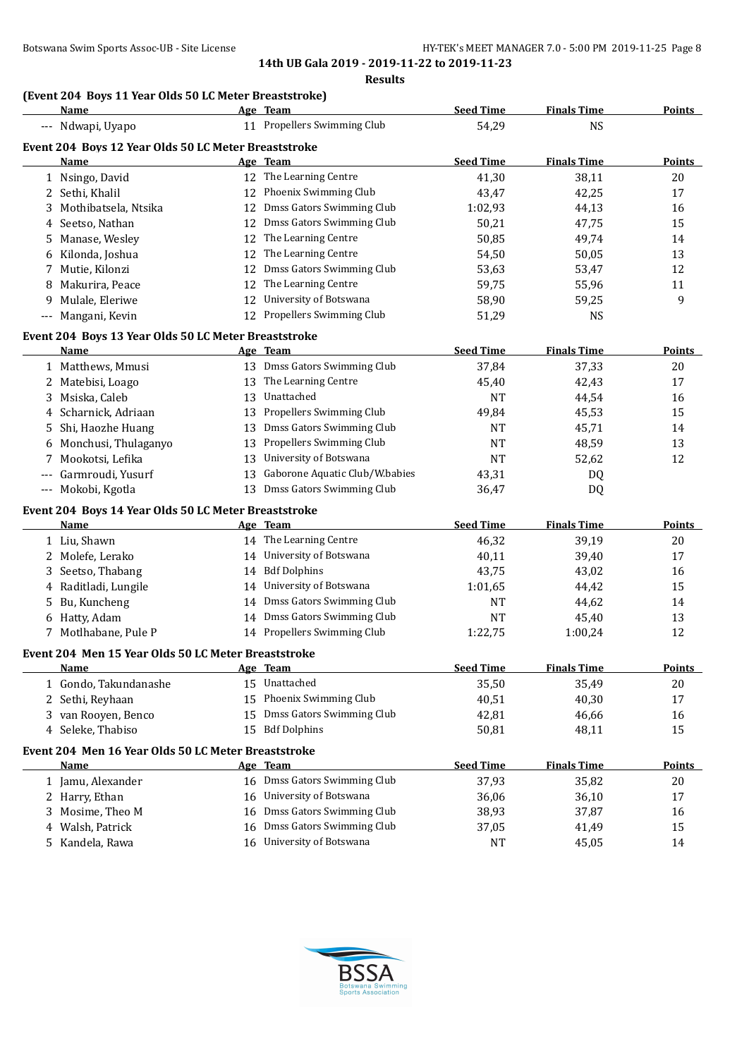## 14th UB Gala 2019 - 2019-11-22 to 2019-11-23

### Results

**(Event 204 Boys 11 Year Olds 50 LC Meter Breaststroke)**

| | Name | Age | Team | Seed Time | Finals Time | Points |
|---|---|---|---|---|---|---|
| --- | Ndwapi, Uyapo | 11 | Propellers Swimming Club | 54,29 | NS | |

**Event 204 Boys 12 Year Olds 50 LC Meter Breaststroke**

| | Name | Age | Team | Seed Time | Finals Time | Points |
|---|---|---|---|---|---|---|
| 1 | Nsingo, David | 12 | The Learning Centre | 41,30 | 38,11 | 20 |
| 2 | Sethi, Khalil | 12 | Phoenix Swimming Club | 43,47 | 42,25 | 17 |
| 3 | Mothibatsela, Ntsika | 12 | Dmss Gators Swimming Club | 1:02,93 | 44,13 | 16 |
| 4 | Seetso, Nathan | 12 | Dmss Gators Swimming Club | 50,21 | 47,75 | 15 |
| 5 | Manase, Wesley | 12 | The Learning Centre | 50,85 | 49,74 | 14 |
| 6 | Kilonda, Joshua | 12 | The Learning Centre | 54,50 | 50,05 | 13 |
| 7 | Mutie, Kilonzi | 12 | Dmss Gators Swimming Club | 53,63 | 53,47 | 12 |
| 8 | Makurira, Peace | 12 | The Learning Centre | 59,75 | 55,96 | 11 |
| 9 | Mulale, Eleriwe | 12 | University of Botswana | 58,90 | 59,25 | 9 |
| --- | Mangani, Kevin | 12 | Propellers Swimming Club | 51,29 | NS | |

**Event 204 Boys 13 Year Olds 50 LC Meter Breaststroke**

| | Name | Age | Team | Seed Time | Finals Time | Points |
|---|---|---|---|---|---|---|
| 1 | Matthews, Mmusi | 13 | Dmss Gators Swimming Club | 37,84 | 37,33 | 20 |
| 2 | Matebisi, Loago | 13 | The Learning Centre | 45,40 | 42,43 | 17 |
| 3 | Msiska, Caleb | 13 | Unattached | NT | 44,54 | 16 |
| 4 | Scharnick, Adriaan | 13 | Propellers Swimming Club | 49,84 | 45,53 | 15 |
| 5 | Shi, Haozhe Huang | 13 | Dmss Gators Swimming Club | NT | 45,71 | 14 |
| 6 | Monchusi, Thulaganyo | 13 | Propellers Swimming Club | NT | 48,59 | 13 |
| 7 | Mookotsi, Lefika | 13 | University of Botswana | NT | 52,62 | 12 |
| --- | Garmroudi, Yusurf | 13 | Gaborone Aquatic Club/W.babies | 43,31 | DQ | |
| --- | Mokobi, Kgotla | 13 | Dmss Gators Swimming Club | 36,47 | DQ | |

**Event 204 Boys 14 Year Olds 50 LC Meter Breaststroke**

| | Name | Age | Team | Seed Time | Finals Time | Points |
|---|---|---|---|---|---|---|
| 1 | Liu, Shawn | 14 | The Learning Centre | 46,32 | 39,19 | 20 |
| 2 | Molefe, Lerako | 14 | University of Botswana | 40,11 | 39,40 | 17 |
| 3 | Seetso, Thabang | 14 | Bdf Dolphins | 43,75 | 43,02 | 16 |
| 4 | Raditladi, Lungile | 14 | University of Botswana | 1:01,65 | 44,42 | 15 |
| 5 | Bu, Kuncheng | 14 | Dmss Gators Swimming Club | NT | 44,62 | 14 |
| 6 | Hatty, Adam | 14 | Dmss Gators Swimming Club | NT | 45,40 | 13 |
| 7 | Motlhabane, Pule P | 14 | Propellers Swimming Club | 1:22,75 | 1:00,24 | 12 |

**Event 204 Men 15 Year Olds 50 LC Meter Breaststroke**

| | Name | Age | Team | Seed Time | Finals Time | Points |
|---|---|---|---|---|---|---|
| 1 | Gondo, Takundanashe | 15 | Unattached | 35,50 | 35,49 | 20 |
| 2 | Sethi, Reyhaan | 15 | Phoenix Swimming Club | 40,51 | 40,30 | 17 |
| 3 | van Rooyen, Benco | 15 | Dmss Gators Swimming Club | 42,81 | 46,66 | 16 |
| 4 | Seleke, Thabiso | 15 | Bdf Dolphins | 50,81 | 48,11 | 15 |

**Event 204 Men 16 Year Olds 50 LC Meter Breaststroke**

| | Name | Age | Team | Seed Time | Finals Time | Points |
|---|---|---|---|---|---|---|
| 1 | Jamu, Alexander | 16 | Dmss Gators Swimming Club | 37,93 | 35,82 | 20 |
| 2 | Harry, Ethan | 16 | University of Botswana | 36,06 | 36,10 | 17 |
| 3 | Mosime, Theo M | 16 | Dmss Gators Swimming Club | 38,93 | 37,87 | 16 |
| 4 | Walsh, Patrick | 16 | Dmss Gators Swimming Club | 37,05 | 41,49 | 15 |
| 5 | Kandela, Rawa | 16 | University of Botswana | NT | 45,05 | 14 |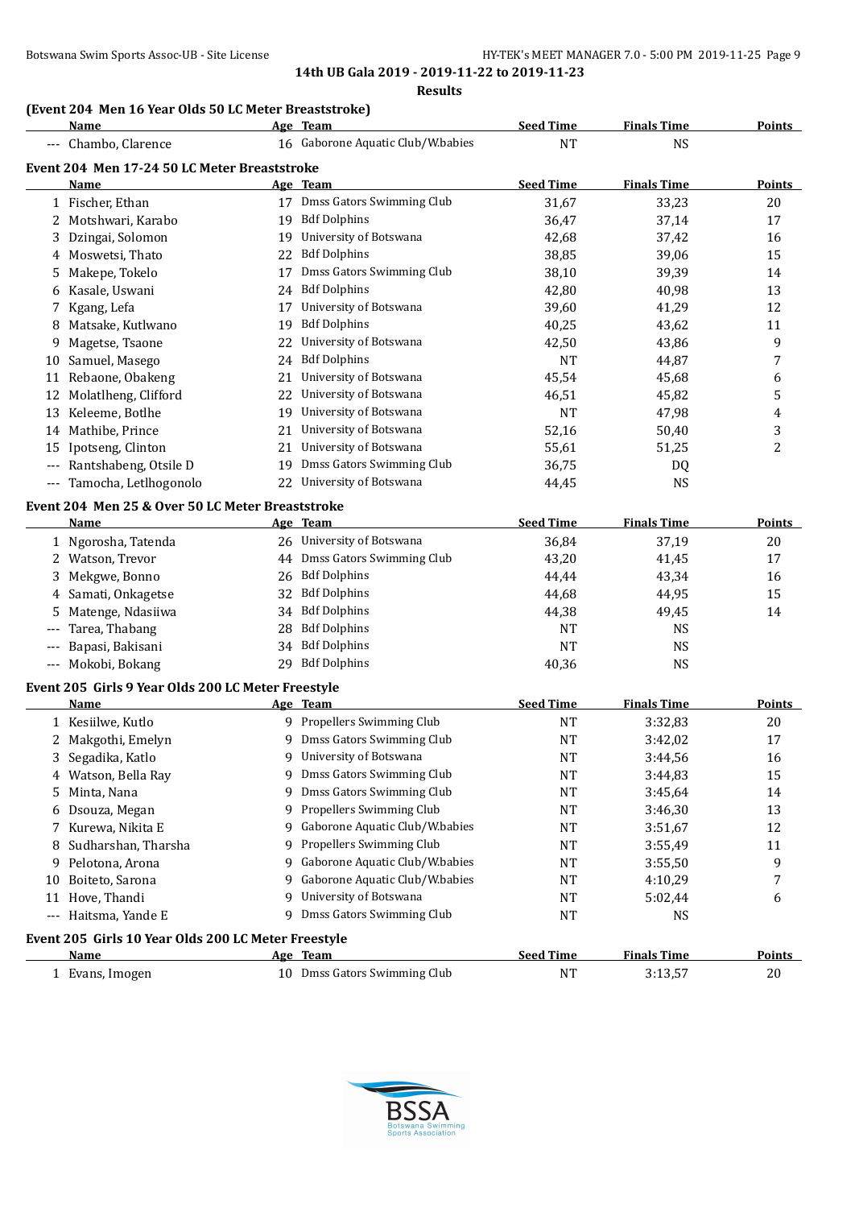14th UB Gala 2019 - 2019-11-22 to 2019-11-23

**Results**

### (Event 204 Men 16 Year Olds 50 LC Meter Breaststroke)

| | Name | Age | Team | Seed Time | Finals Time | Points |
|---|---|---|---|---|---|---|
| --- | Chambo, Clarence | 16 | Gaborone Aquatic Club/W.babies | NT | NS | |

### Event 204 Men 17-24 50 LC Meter Breaststroke

| | Name | Age | Team | Seed Time | Finals Time | Points |
|---|---|---|---|---|---|---|
| 1 | Fischer, Ethan | 17 | Dmss Gators Swimming Club | 31,67 | 33,23 | 20 |
| 2 | Motshwari, Karabo | 19 | Bdf Dolphins | 36,47 | 37,14 | 17 |
| 3 | Dzingai, Solomon | 19 | University of Botswana | 42,68 | 37,42 | 16 |
| 4 | Moswetsi, Thato | 22 | Bdf Dolphins | 38,85 | 39,06 | 15 |
| 5 | Makepe, Tokelo | 17 | Dmss Gators Swimming Club | 38,10 | 39,39 | 14 |
| 6 | Kasale, Uswani | 24 | Bdf Dolphins | 42,80 | 40,98 | 13 |
| 7 | Kgang, Lefa | 17 | University of Botswana | 39,60 | 41,29 | 12 |
| 8 | Matsake, Kutlwano | 19 | Bdf Dolphins | 40,25 | 43,62 | 11 |
| 9 | Magetse, Tsaone | 22 | University of Botswana | 42,50 | 43,86 | 9 |
| 10 | Samuel, Masego | 24 | Bdf Dolphins | NT | 44,87 | 7 |
| 11 | Rebaone, Obakeng | 21 | University of Botswana | 45,54 | 45,68 | 6 |
| 12 | Molatlheng, Clifford | 22 | University of Botswana | 46,51 | 45,82 | 5 |
| 13 | Keleeme, Botlhe | 19 | University of Botswana | NT | 47,98 | 4 |
| 14 | Mathibe, Prince | 21 | University of Botswana | 52,16 | 50,40 | 3 |
| 15 | Ipotseng, Clinton | 21 | University of Botswana | 55,61 | 51,25 | 2 |
| --- | Rantshabeng, Otsile D | 19 | Dmss Gators Swimming Club | 36,75 | DQ | |
| --- | Tamocha, Letlhogonolo | 22 | University of Botswana | 44,45 | NS | |

### Event 204 Men 25 & Over 50 LC Meter Breaststroke

| | Name | Age | Team | Seed Time | Finals Time | Points |
|---|---|---|---|---|---|---|
| 1 | Ngorosha, Tatenda | 26 | University of Botswana | 36,84 | 37,19 | 20 |
| 2 | Watson, Trevor | 44 | Dmss Gators Swimming Club | 43,20 | 41,45 | 17 |
| 3 | Mekgwe, Bonno | 26 | Bdf Dolphins | 44,44 | 43,34 | 16 |
| 4 | Samati, Onkagetse | 32 | Bdf Dolphins | 44,68 | 44,95 | 15 |
| 5 | Matenge, Ndasiiwa | 34 | Bdf Dolphins | 44,38 | 49,45 | 14 |
| --- | Tarea, Thabang | 28 | Bdf Dolphins | NT | NS | |
| --- | Bapasi, Bakisani | 34 | Bdf Dolphins | NT | NS | |
| --- | Mokobi, Bokang | 29 | Bdf Dolphins | 40,36 | NS | |

### Event 205 Girls 9 Year Olds 200 LC Meter Freestyle

| | Name | Age | Team | Seed Time | Finals Time | Points |
|---|---|---|---|---|---|---|
| 1 | Kesiilwe, Kutlo | 9 | Propellers Swimming Club | NT | 3:32,83 | 20 |
| 2 | Makgothi, Emelyn | 9 | Dmss Gators Swimming Club | NT | 3:42,02 | 17 |
| 3 | Segadika, Katlo | 9 | University of Botswana | NT | 3:44,56 | 16 |
| 4 | Watson, Bella Ray | 9 | Dmss Gators Swimming Club | NT | 3:44,83 | 15 |
| 5 | Minta, Nana | 9 | Dmss Gators Swimming Club | NT | 3:45,64 | 14 |
| 6 | Dsouza, Megan | 9 | Propellers Swimming Club | NT | 3:46,30 | 13 |
| 7 | Kurewa, Nikita E | 9 | Gaborone Aquatic Club/W.babies | NT | 3:51,67 | 12 |
| 8 | Sudharshan, Tharsha | 9 | Propellers Swimming Club | NT | 3:55,49 | 11 |
| 9 | Pelotona, Arona | 9 | Gaborone Aquatic Club/W.babies | NT | 3:55,50 | 9 |
| 10 | Boiteto, Sarona | 9 | Gaborone Aquatic Club/W.babies | NT | 4:10,29 | 7 |
| 11 | Hove, Thandi | 9 | University of Botswana | NT | 5:02,44 | 6 |
| --- | Haitsma, Yande E | 9 | Dmss Gators Swimming Club | NT | NS | |

### Event 205 Girls 10 Year Olds 200 LC Meter Freestyle

| | Name | Age | Team | Seed Time | Finals Time | Points |
|---|---|---|---|---|---|---|
| 1 | Evans, Imogen | 10 | Dmss Gators Swimming Club | NT | 3:13,57 | 20 |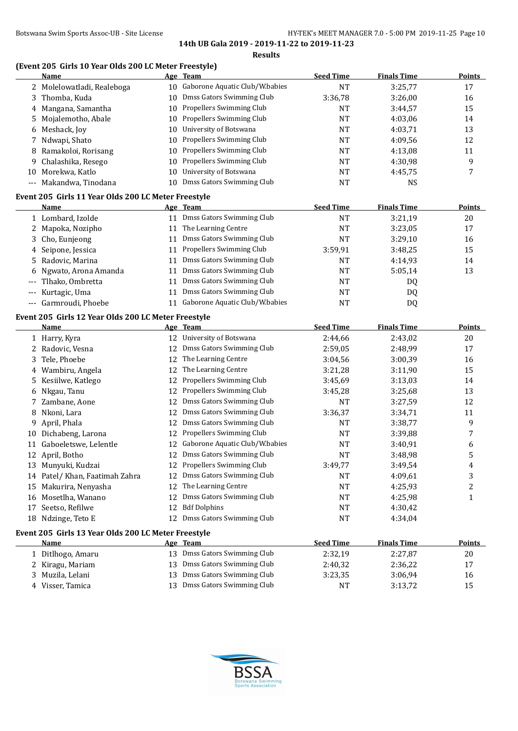### (Event 205 Girls 10 Year Olds 200 LC Meter Freestyle)

| | Name | Age | Team | Seed Time | Finals Time | Points |
|---|---|---|---|---|---|---|
| 2 | Molelowatladi, Realeboga | 10 | Gaborone Aquatic Club/W.babies | NT | 3:25,77 | 17 |
| 3 | Thomba, Kuda | 10 | Dmss Gators Swimming Club | 3:36,78 | 3:26,00 | 16 |
| 4 | Mangana, Samantha | 10 | Propellers Swimming Club | NT | 3:44,57 | 15 |
| 5 | Mojalemotho, Abale | 10 | Propellers Swimming Club | NT | 4:03,06 | 14 |
| 6 | Meshack, Joy | 10 | University of Botswana | NT | 4:03,71 | 13 |
| 7 | Ndwapi, Shato | 10 | Propellers Swimming Club | NT | 4:09,56 | 12 |
| 8 | Ramakoloi, Rorisang | 10 | Propellers Swimming Club | NT | 4:13,08 | 11 |
| 9 | Chalashika, Resego | 10 | Propellers Swimming Club | NT | 4:30,98 | 9 |
| 10 | Morekwa, Katlo | 10 | University of Botswana | NT | 4:45,75 | 7 |
| --- | Makandwa, Tinodana | 10 | Dmss Gators Swimming Club | NT | NS | |

### Event 205 Girls 11 Year Olds 200 LC Meter Freestyle

| | Name | Age | Team | Seed Time | Finals Time | Points |
|---|---|---|---|---|---|---|
| 1 | Lombard, Izolde | 11 | Dmss Gators Swimming Club | NT | 3:21,19 | 20 |
| 2 | Mapoka, Nozipho | 11 | The Learning Centre | NT | 3:23,05 | 17 |
| 3 | Cho, Eunjeong | 11 | Dmss Gators Swimming Club | NT | 3:29,10 | 16 |
| 4 | Seipone, Jessica | 11 | Propellers Swimming Club | 3:59,91 | 3:48,25 | 15 |
| 5 | Radovic, Marina | 11 | Dmss Gators Swimming Club | NT | 4:14,93 | 14 |
| 6 | Ngwato, Arona Amanda | 11 | Dmss Gators Swimming Club | NT | 5:05,14 | 13 |
| --- | Tlhako, Ombretta | 11 | Dmss Gators Swimming Club | NT | DQ | |
| --- | Kurtagic, Uma | 11 | Dmss Gators Swimming Club | NT | DQ | |
| --- | Garmroudi, Phoebe | 11 | Gaborone Aquatic Club/W.babies | NT | DQ | |

### Event 205 Girls 12 Year Olds 200 LC Meter Freestyle

| | Name | Age | Team | Seed Time | Finals Time | Points |
|---|---|---|---|---|---|---|
| 1 | Harry, Kyra | 12 | University of Botswana | 2:44,66 | 2:43,02 | 20 |
| 2 | Radovic, Vesna | 12 | Dmss Gators Swimming Club | 2:59,05 | 2:48,99 | 17 |
| 3 | Tele, Phoebe | 12 | The Learning Centre | 3:04,56 | 3:00,39 | 16 |
| 4 | Wambiru, Angela | 12 | The Learning Centre | 3:21,28 | 3:11,90 | 15 |
| 5 | Kesiilwe, Katlego | 12 | Propellers Swimming Club | 3:45,69 | 3:13,03 | 14 |
| 6 | Nkgau, Tanu | 12 | Propellers Swimming Club | 3:45,28 | 3:25,68 | 13 |
| 7 | Zambane, Aone | 12 | Dmss Gators Swimming Club | NT | 3:27,59 | 12 |
| 8 | Nkoni, Lara | 12 | Dmss Gators Swimming Club | 3:36,37 | 3:34,71 | 11 |
| 9 | April, Phala | 12 | Dmss Gators Swimming Club | NT | 3:38,77 | 9 |
| 10 | Dichabeng, Larona | 12 | Propellers Swimming Club | NT | 3:39,88 | 7 |
| 11 | Gaboeletswe, Lelentle | 12 | Gaborone Aquatic Club/W.babies | NT | 3:40,91 | 6 |
| 12 | April, Botho | 12 | Dmss Gators Swimming Club | NT | 3:48,98 | 5 |
| 13 | Munyuki, Kudzai | 12 | Propellers Swimming Club | 3:49,77 | 3:49,54 | 4 |
| 14 | Patel/ Khan, Faatimah Zahra | 12 | Dmss Gators Swimming Club | NT | 4:09,61 | 3 |
| 15 | Makurira, Nenyasha | 12 | The Learning Centre | NT | 4:25,93 | 2 |
| 16 | Mosetlha, Wanano | 12 | Dmss Gators Swimming Club | NT | 4:25,98 | 1 |
| 17 | Seetso, Refilwe | 12 | Bdf Dolphins | NT | 4:30,42 | |
| 18 | Ndzinge, Teto E | 12 | Dmss Gators Swimming Club | NT | 4:34,04 | |

### Event 205 Girls 13 Year Olds 200 LC Meter Freestyle

| | Name | Age | Team | Seed Time | Finals Time | Points |
|---|---|---|---|---|---|---|
| 1 | Ditlhogo, Amaru | 13 | Dmss Gators Swimming Club | 2:32,19 | 2:27,87 | 20 |
| 2 | Kiragu, Mariam | 13 | Dmss Gators Swimming Club | 2:40,32 | 2:36,22 | 17 |
| 3 | Muzila, Lelani | 13 | Dmss Gators Swimming Club | 3:23,35 | 3:06,94 | 16 |
| 4 | Visser, Tamica | 13 | Dmss Gators Swimming Club | NT | 3:13,72 | 15 |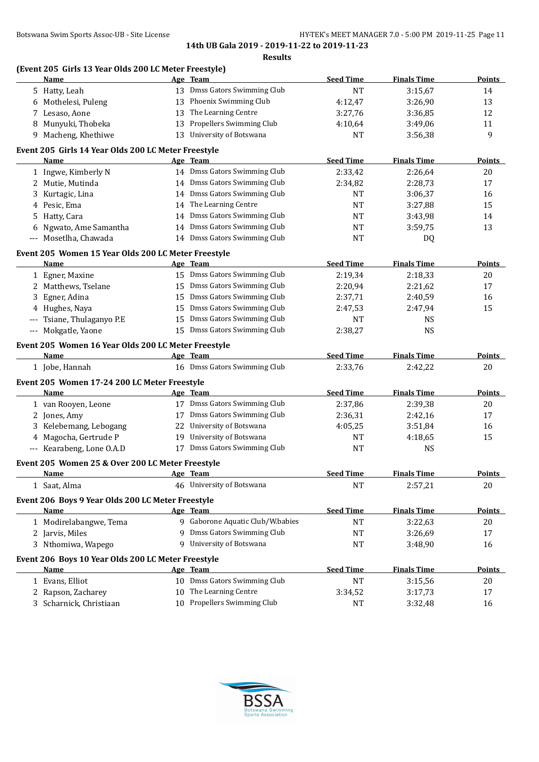14th UB Gala 2019 - 2019-11-22 to 2019-11-23

**Results**

### (Event 205 Girls 13 Year Olds 200 LC Meter Freestyle)

| | Name | Age | Team | Seed Time | Finals Time | Points |
|---|---|---|---|---|---|---|
| 5 | Hatty, Leah | 13 | Dmss Gators Swimming Club | NT | 3:15,67 | 14 |
| 6 | Mothelesi, Puleng | 13 | Phoenix Swimming Club | 4:12,47 | 3:26,90 | 13 |
| 7 | Lesaso, Aone | 13 | The Learning Centre | 3:27,76 | 3:36,85 | 12 |
| 8 | Munyuki, Thobeka | 13 | Propellers Swimming Club | 4:10,64 | 3:49,06 | 11 |
| 9 | Macheng, Khethiwe | 13 | University of Botswana | NT | 3:56,38 | 9 |

### Event 205 Girls 14 Year Olds 200 LC Meter Freestyle

| | Name | Age | Team | Seed Time | Finals Time | Points |
|---|---|---|---|---|---|---|
| 1 | Ingwe, Kimberly N | 14 | Dmss Gators Swimming Club | 2:33,42 | 2:26,64 | 20 |
| 2 | Mutie, Mutinda | 14 | Dmss Gators Swimming Club | 2:34,82 | 2:28,73 | 17 |
| 3 | Kurtagic, Lina | 14 | Dmss Gators Swimming Club | NT | 3:06,37 | 16 |
| 4 | Pesic, Ema | 14 | The Learning Centre | NT | 3:27,88 | 15 |
| 5 | Hatty, Cara | 14 | Dmss Gators Swimming Club | NT | 3:43,98 | 14 |
| 6 | Ngwato, Ame Samantha | 14 | Dmss Gators Swimming Club | NT | 3:59,75 | 13 |
| --- | Mosetlha, Chawada | 14 | Dmss Gators Swimming Club | NT | DQ | |

### Event 205 Women 15 Year Olds 200 LC Meter Freestyle

| | Name | Age | Team | Seed Time | Finals Time | Points |
|---|---|---|---|---|---|---|
| 1 | Egner, Maxine | 15 | Dmss Gators Swimming Club | 2:19,34 | 2:18,33 | 20 |
| 2 | Matthews, Tselane | 15 | Dmss Gators Swimming Club | 2:20,94 | 2:21,62 | 17 |
| 3 | Egner, Adina | 15 | Dmss Gators Swimming Club | 2:37,71 | 2:40,59 | 16 |
| 4 | Hughes, Naya | 15 | Dmss Gators Swimming Club | 2:47,53 | 2:47,94 | 15 |
| --- | Tsiane, Thulaganyo P.E | 15 | Dmss Gators Swimming Club | NT | NS | |
| --- | Mokgatle, Yaone | 15 | Dmss Gators Swimming Club | 2:38,27 | NS | |

### Event 205 Women 16 Year Olds 200 LC Meter Freestyle

| | Name | Age | Team | Seed Time | Finals Time | Points |
|---|---|---|---|---|---|---|
| 1 | Jobe, Hannah | 16 | Dmss Gators Swimming Club | 2:33,76 | 2:42,22 | 20 |

### Event 205 Women 17-24 200 LC Meter Freestyle

| | Name | Age | Team | Seed Time | Finals Time | Points |
|---|---|---|---|---|---|---|
| 1 | van Rooyen, Leone | 17 | Dmss Gators Swimming Club | 2:37,86 | 2:39,38 | 20 |
| 2 | Jones, Amy | 17 | Dmss Gators Swimming Club | 2:36,31 | 2:42,16 | 17 |
| 3 | Kelebemang, Lebogang | 22 | University of Botswana | 4:05,25 | 3:51,84 | 16 |
| 4 | Magocha, Gertrude P | 19 | University of Botswana | NT | 4:18,65 | 15 |
| --- | Kearabeng, Lone O.A.D | 17 | Dmss Gators Swimming Club | NT | NS | |

### Event 205 Women 25 & Over 200 LC Meter Freestyle

| | Name | Age | Team | Seed Time | Finals Time | Points |
|---|---|---|---|---|---|---|
| 1 | Saat, Alma | 46 | University of Botswana | NT | 2:57,21 | 20 |

### Event 206 Boys 9 Year Olds 200 LC Meter Freestyle

| | Name | Age | Team | Seed Time | Finals Time | Points |
|---|---|---|---|---|---|---|
| 1 | Modirelabangwe, Tema | 9 | Gaborone Aquatic Club/W.babies | NT | 3:22,63 | 20 |
| 2 | Jarvis, Miles | 9 | Dmss Gators Swimming Club | NT | 3:26,69 | 17 |
| 3 | Nthomiwa, Wapego | 9 | University of Botswana | NT | 3:48,90 | 16 |

### Event 206 Boys 10 Year Olds 200 LC Meter Freestyle

| | Name | Age | Team | Seed Time | Finals Time | Points |
|---|---|---|---|---|---|---|
| 1 | Evans, Elliot | 10 | Dmss Gators Swimming Club | NT | 3:15,56 | 20 |
| 2 | Rapson, Zacharey | 10 | The Learning Centre | 3:34,52 | 3:17,73 | 17 |
| 3 | Scharnick, Christiaan | 10 | Propellers Swimming Club | NT | 3:32,48 | 16 |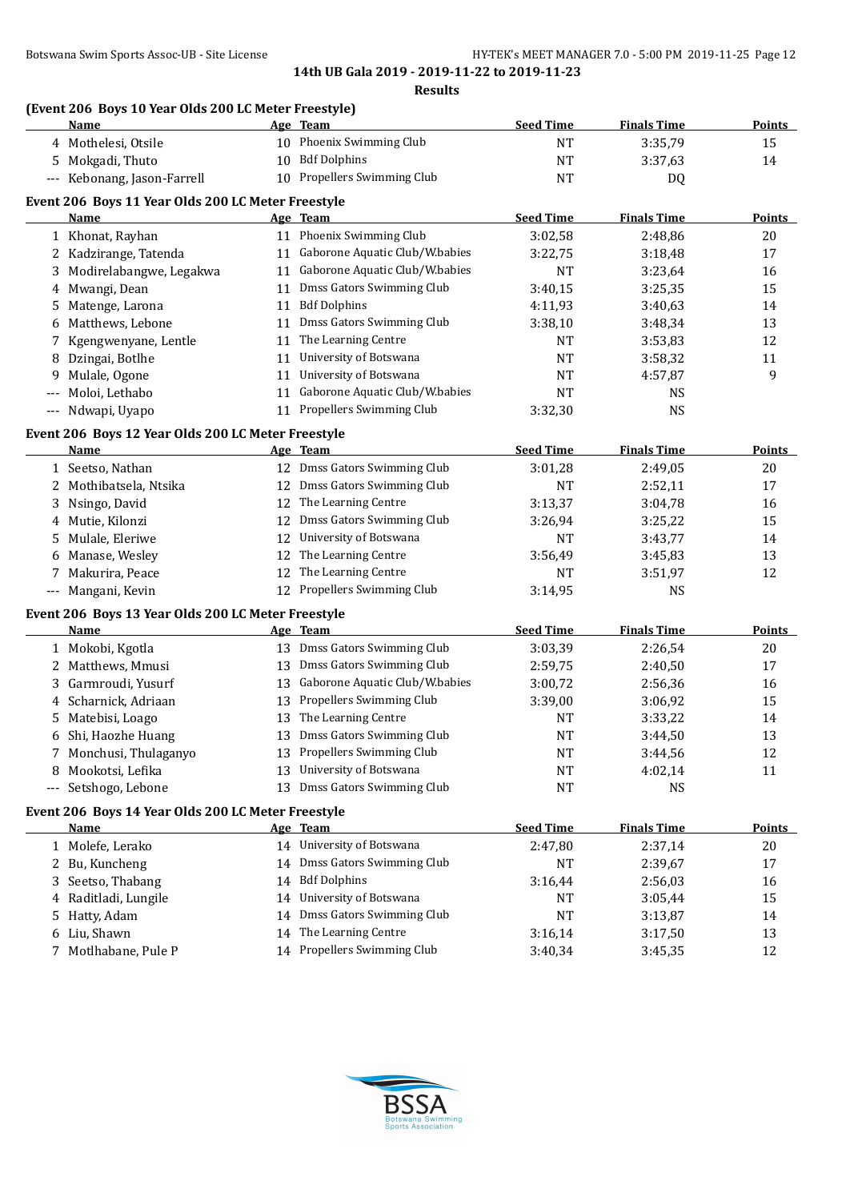## 14th UB Gala 2019 - 2019-11-22 to 2019-11-23

### Results

### (Event 206 Boys 10 Year Olds 200 LC Meter Freestyle)

| | Name | Age | Team | Seed Time | Finals Time | Points |
|---|---|---|---|---|---|---|
| 4 | Mothelesi, Otsile | 10 | Phoenix Swimming Club | NT | 3:35,79 | 15 |
| 5 | Mokgadi, Thuto | 10 | Bdf Dolphins | NT | 3:37,63 | 14 |
| --- | Kebonang, Jason-Farrell | 10 | Propellers Swimming Club | NT | DQ | |

### Event 206 Boys 11 Year Olds 200 LC Meter Freestyle

| | Name | Age | Team | Seed Time | Finals Time | Points |
|---|---|---|---|---|---|---|
| 1 | Khonat, Rayhan | 11 | Phoenix Swimming Club | 3:02,58 | 2:48,86 | 20 |
| 2 | Kadzirange, Tatenda | 11 | Gaborone Aquatic Club/W.babies | 3:22,75 | 3:18,48 | 17 |
| 3 | Modirelabangwe, Legakwa | 11 | Gaborone Aquatic Club/W.babies | NT | 3:23,64 | 16 |
| 4 | Mwangi, Dean | 11 | Dmss Gators Swimming Club | 3:40,15 | 3:25,35 | 15 |
| 5 | Matenge, Larona | 11 | Bdf Dolphins | 4:11,93 | 3:40,63 | 14 |
| 6 | Matthews, Lebone | 11 | Dmss Gators Swimming Club | 3:38,10 | 3:48,34 | 13 |
| 7 | Kgengwenyane, Lentle | 11 | The Learning Centre | NT | 3:53,83 | 12 |
| 8 | Dzingai, Botlhe | 11 | University of Botswana | NT | 3:58,32 | 11 |
| 9 | Mulale, Ogone | 11 | University of Botswana | NT | 4:57,87 | 9 |
| --- | Moloi, Lethabo | 11 | Gaborone Aquatic Club/W.babies | NT | NS | |
| --- | Ndwapi, Uyapo | 11 | Propellers Swimming Club | 3:32,30 | NS | |

### Event 206 Boys 12 Year Olds 200 LC Meter Freestyle

| | Name | Age | Team | Seed Time | Finals Time | Points |
|---|---|---|---|---|---|---|
| 1 | Seetso, Nathan | 12 | Dmss Gators Swimming Club | 3:01,28 | 2:49,05 | 20 |
| 2 | Mothibatsela, Ntsika | 12 | Dmss Gators Swimming Club | NT | 2:52,11 | 17 |
| 3 | Nsingo, David | 12 | The Learning Centre | 3:13,37 | 3:04,78 | 16 |
| 4 | Mutie, Kilonzi | 12 | Dmss Gators Swimming Club | 3:26,94 | 3:25,22 | 15 |
| 5 | Mulale, Eleriwe | 12 | University of Botswana | NT | 3:43,77 | 14 |
| 6 | Manase, Wesley | 12 | The Learning Centre | 3:56,49 | 3:45,83 | 13 |
| 7 | Makurira, Peace | 12 | The Learning Centre | NT | 3:51,97 | 12 |
| --- | Mangani, Kevin | 12 | Propellers Swimming Club | 3:14,95 | NS | |

### Event 206 Boys 13 Year Olds 200 LC Meter Freestyle

| | Name | Age | Team | Seed Time | Finals Time | Points |
|---|---|---|---|---|---|---|
| 1 | Mokobi, Kgotla | 13 | Dmss Gators Swimming Club | 3:03,39 | 2:26,54 | 20 |
| 2 | Matthews, Mmusi | 13 | Dmss Gators Swimming Club | 2:59,75 | 2:40,50 | 17 |
| 3 | Garmroudi, Yusurf | 13 | Gaborone Aquatic Club/W.babies | 3:00,72 | 2:56,36 | 16 |
| 4 | Scharnick, Adriaan | 13 | Propellers Swimming Club | 3:39,00 | 3:06,92 | 15 |
| 5 | Matebisi, Loago | 13 | The Learning Centre | NT | 3:33,22 | 14 |
| 6 | Shi, Haozhe Huang | 13 | Dmss Gators Swimming Club | NT | 3:44,50 | 13 |
| 7 | Monchusi, Thulaganyo | 13 | Propellers Swimming Club | NT | 3:44,56 | 12 |
| 8 | Mookotsi, Lefika | 13 | University of Botswana | NT | 4:02,14 | 11 |
| --- | Setshogo, Lebone | 13 | Dmss Gators Swimming Club | NT | NS | |

### Event 206 Boys 14 Year Olds 200 LC Meter Freestyle

| | Name | Age | Team | Seed Time | Finals Time | Points |
|---|---|---|---|---|---|---|
| 1 | Molefe, Lerako | 14 | University of Botswana | 2:47,80 | 2:37,14 | 20 |
| 2 | Bu, Kuncheng | 14 | Dmss Gators Swimming Club | NT | 2:39,67 | 17 |
| 3 | Seetso, Thabang | 14 | Bdf Dolphins | 3:16,44 | 2:56,03 | 16 |
| 4 | Raditladi, Lungile | 14 | University of Botswana | NT | 3:05,44 | 15 |
| 5 | Hatty, Adam | 14 | Dmss Gators Swimming Club | NT | 3:13,87 | 14 |
| 6 | Liu, Shawn | 14 | The Learning Centre | 3:16,14 | 3:17,50 | 13 |
| 7 | Motlhabane, Pule P | 14 | Propellers Swimming Club | 3:40,34 | 3:45,35 | 12 |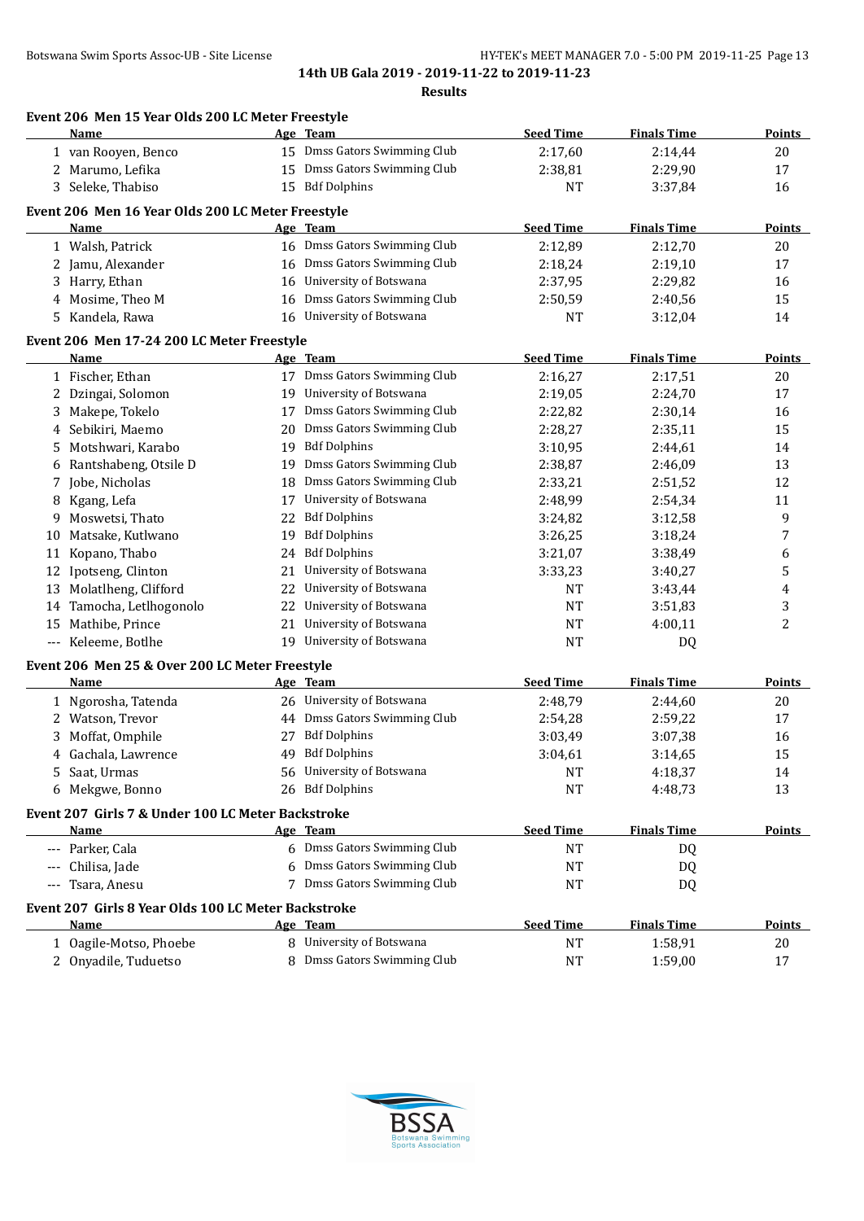14th UB Gala 2019 - 2019-11-22 to 2019-11-23

Results

### Event 206 Men 15 Year Olds 200 LC Meter Freestyle

| | Name | Age | Team | Seed Time | Finals Time | Points |
|---|---|---|---|---|---|---|
| 1 | van Rooyen, Benco | 15 | Dmss Gators Swimming Club | 2:17,60 | 2:14,44 | 20 |
| 2 | Marumo, Lefika | 15 | Dmss Gators Swimming Club | 2:38,81 | 2:29,90 | 17 |
| 3 | Seleke, Thabiso | 15 | Bdf Dolphins | NT | 3:37,84 | 16 |

### Event 206 Men 16 Year Olds 200 LC Meter Freestyle

| | Name | Age | Team | Seed Time | Finals Time | Points |
|---|---|---|---|---|---|---|
| 1 | Walsh, Patrick | 16 | Dmss Gators Swimming Club | 2:12,89 | 2:12,70 | 20 |
| 2 | Jamu, Alexander | 16 | Dmss Gators Swimming Club | 2:18,24 | 2:19,10 | 17 |
| 3 | Harry, Ethan | 16 | University of Botswana | 2:37,95 | 2:29,82 | 16 |
| 4 | Mosime, Theo M | 16 | Dmss Gators Swimming Club | 2:50,59 | 2:40,56 | 15 |
| 5 | Kandela, Rawa | 16 | University of Botswana | NT | 3:12,04 | 14 |

### Event 206 Men 17-24 200 LC Meter Freestyle

| | Name | Age | Team | Seed Time | Finals Time | Points |
|---|---|---|---|---|---|---|
| 1 | Fischer, Ethan | 17 | Dmss Gators Swimming Club | 2:16,27 | 2:17,51 | 20 |
| 2 | Dzingai, Solomon | 19 | University of Botswana | 2:19,05 | 2:24,70 | 17 |
| 3 | Makepe, Tokelo | 17 | Dmss Gators Swimming Club | 2:22,82 | 2:30,14 | 16 |
| 4 | Sebikiri, Maemo | 20 | Dmss Gators Swimming Club | 2:28,27 | 2:35,11 | 15 |
| 5 | Motshwari, Karabo | 19 | Bdf Dolphins | 3:10,95 | 2:44,61 | 14 |
| 6 | Rantshabeng, Otsile D | 19 | Dmss Gators Swimming Club | 2:38,87 | 2:46,09 | 13 |
| 7 | Jobe, Nicholas | 18 | Dmss Gators Swimming Club | 2:33,21 | 2:51,52 | 12 |
| 8 | Kgang, Lefa | 17 | University of Botswana | 2:48,99 | 2:54,34 | 11 |
| 9 | Moswetsi, Thato | 22 | Bdf Dolphins | 3:24,82 | 3:12,58 | 9 |
| 10 | Matsake, Kutlwano | 19 | Bdf Dolphins | 3:26,25 | 3:18,24 | 7 |
| 11 | Kopano, Thabo | 24 | Bdf Dolphins | 3:21,07 | 3:38,49 | 6 |
| 12 | Ipotseng, Clinton | 21 | University of Botswana | 3:33,23 | 3:40,27 | 5 |
| 13 | Molatlheng, Clifford | 22 | University of Botswana | NT | 3:43,44 | 4 |
| 14 | Tamocha, Letlhogonolo | 22 | University of Botswana | NT | 3:51,83 | 3 |
| 15 | Mathibe, Prince | 21 | University of Botswana | NT | 4:00,11 | 2 |
| --- | Keleeme, Botlhe | 19 | University of Botswana | NT | DQ | |

### Event 206 Men 25 & Over 200 LC Meter Freestyle

| | Name | Age | Team | Seed Time | Finals Time | Points |
|---|---|---|---|---|---|---|
| 1 | Ngorosha, Tatenda | 26 | University of Botswana | 2:48,79 | 2:44,60 | 20 |
| 2 | Watson, Trevor | 44 | Dmss Gators Swimming Club | 2:54,28 | 2:59,22 | 17 |
| 3 | Moffat, Omphile | 27 | Bdf Dolphins | 3:03,49 | 3:07,38 | 16 |
| 4 | Gachala, Lawrence | 49 | Bdf Dolphins | 3:04,61 | 3:14,65 | 15 |
| 5 | Saat, Urmas | 56 | University of Botswana | NT | 4:18,37 | 14 |
| 6 | Mekgwe, Bonno | 26 | Bdf Dolphins | NT | 4:48,73 | 13 |

### Event 207 Girls 7 & Under 100 LC Meter Backstroke

| | Name | Age | Team | Seed Time | Finals Time | Points |
|---|---|---|---|---|---|---|
| --- | Parker, Cala | 6 | Dmss Gators Swimming Club | NT | DQ | |
| --- | Chilisa, Jade | 6 | Dmss Gators Swimming Club | NT | DQ | |
| --- | Tsara, Anesu | 7 | Dmss Gators Swimming Club | NT | DQ | |

### Event 207 Girls 8 Year Olds 100 LC Meter Backstroke

| | Name | Age | Team | Seed Time | Finals Time | Points |
|---|---|---|---|---|---|---|
| 1 | Oagile-Motso, Phoebe | 8 | University of Botswana | NT | 1:58,91 | 20 |
| 2 | Onyadile, Tuduetso | 8 | Dmss Gators Swimming Club | NT | 1:59,00 | 17 |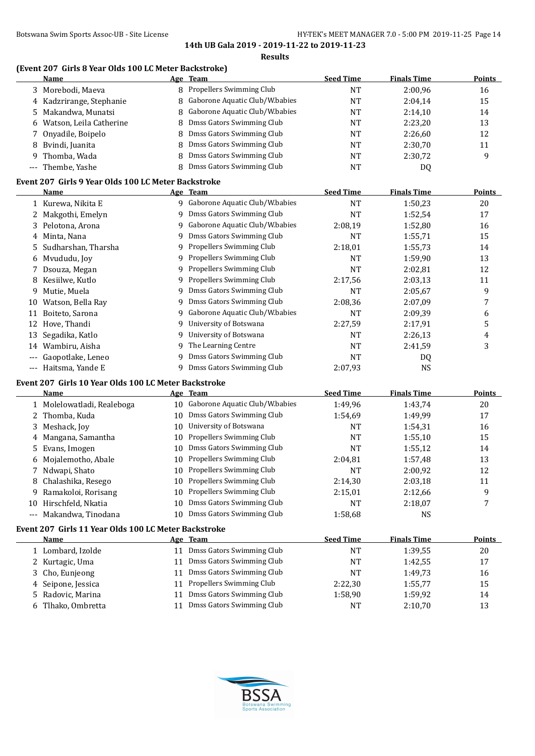**14th UB Gala 2019 - 2019-11-22 to 2019-11-23**

**Results**

### (Event 207 Girls 8 Year Olds 100 LC Meter Backstroke)

| | Name | Age | Team | Seed Time | Finals Time | Points |
|---|---|---|---|---|---|---|
| 3 | Morebodi, Maeva | 8 | Propellers Swimming Club | NT | 2:00,96 | 16 |
| 4 | Kadzrirange, Stephanie | 8 | Gaborone Aquatic Club/W.babies | NT | 2:04,14 | 15 |
| 5 | Makandwa, Munatsi | 8 | Gaborone Aquatic Club/W.babies | NT | 2:14,10 | 14 |
| 6 | Watson, Leila Catherine | 8 | Dmss Gators Swimming Club | NT | 2:23,20 | 13 |
| 7 | Onyadile, Boipelo | 8 | Dmss Gators Swimming Club | NT | 2:26,60 | 12 |
| 8 | Bvindi, Juanita | 8 | Dmss Gators Swimming Club | NT | 2:30,70 | 11 |
| 9 | Thomba, Wada | 8 | Dmss Gators Swimming Club | NT | 2:30,72 | 9 |
| --- | Thembe, Yashe | 8 | Dmss Gators Swimming Club | NT | DQ | |

### Event 207 Girls 9 Year Olds 100 LC Meter Backstroke

| | Name | Age | Team | Seed Time | Finals Time | Points |
|---|---|---|---|---|---|---|
| 1 | Kurewa, Nikita E | 9 | Gaborone Aquatic Club/W.babies | NT | 1:50,23 | 20 |
| 2 | Makgothi, Emelyn | 9 | Dmss Gators Swimming Club | NT | 1:52,54 | 17 |
| 3 | Pelotona, Arona | 9 | Gaborone Aquatic Club/W.babies | 2:08,19 | 1:52,80 | 16 |
| 4 | Minta, Nana | 9 | Dmss Gators Swimming Club | NT | 1:55,71 | 15 |
| 5 | Sudharshan, Tharsha | 9 | Propellers Swimming Club | 2:18,01 | 1:55,73 | 14 |
| 6 | Mvududu, Joy | 9 | Propellers Swimming Club | NT | 1:59,90 | 13 |
| 7 | Dsouza, Megan | 9 | Propellers Swimming Club | NT | 2:02,81 | 12 |
| 8 | Kesiilwe, Kutlo | 9 | Propellers Swimming Club | 2:17,56 | 2:03,13 | 11 |
| 9 | Mutie, Muela | 9 | Dmss Gators Swimming Club | NT | 2:05,67 | 9 |
| 10 | Watson, Bella Ray | 9 | Dmss Gators Swimming Club | 2:08,36 | 2:07,09 | 7 |
| 11 | Boiteto, Sarona | 9 | Gaborone Aquatic Club/W.babies | NT | 2:09,39 | 6 |
| 12 | Hove, Thandi | 9 | University of Botswana | 2:27,59 | 2:17,91 | 5 |
| 13 | Segadika, Katlo | 9 | University of Botswana | NT | 2:26,13 | 4 |
| 14 | Wambiru, Aisha | 9 | The Learning Centre | NT | 2:41,59 | 3 |
| --- | Gaopotlake, Leneo | 9 | Dmss Gators Swimming Club | NT | DQ | |
| --- | Haitsma, Yande E | 9 | Dmss Gators Swimming Club | 2:07,93 | NS | |

### Event 207 Girls 10 Year Olds 100 LC Meter Backstroke

| | Name | Age | Team | Seed Time | Finals Time | Points |
|---|---|---|---|---|---|---|
| 1 | Molelowatladi, Realeboga | 10 | Gaborone Aquatic Club/W.babies | 1:49,96 | 1:43,74 | 20 |
| 2 | Thomba, Kuda | 10 | Dmss Gators Swimming Club | 1:54,69 | 1:49,99 | 17 |
| 3 | Meshack, Joy | 10 | University of Botswana | NT | 1:54,31 | 16 |
| 4 | Mangana, Samantha | 10 | Propellers Swimming Club | NT | 1:55,10 | 15 |
| 5 | Evans, Imogen | 10 | Dmss Gators Swimming Club | NT | 1:55,12 | 14 |
| 6 | Mojalemotho, Abale | 10 | Propellers Swimming Club | 2:04,81 | 1:57,48 | 13 |
| 7 | Ndwapi, Shato | 10 | Propellers Swimming Club | NT | 2:00,92 | 12 |
| 8 | Chalashika, Resego | 10 | Propellers Swimming Club | 2:14,30 | 2:03,18 | 11 |
| 9 | Ramakoloi, Rorisang | 10 | Propellers Swimming Club | 2:15,01 | 2:12,66 | 9 |
| 10 | Hirschfeld, Nkatia | 10 | Dmss Gators Swimming Club | NT | 2:18,07 | 7 |
| --- | Makandwa, Tinodana | 10 | Dmss Gators Swimming Club | 1:58,68 | NS | |

### Event 207 Girls 11 Year Olds 100 LC Meter Backstroke

| | Name | Age | Team | Seed Time | Finals Time | Points |
|---|---|---|---|---|---|---|
| 1 | Lombard, Izolde | 11 | Dmss Gators Swimming Club | NT | 1:39,55 | 20 |
| 2 | Kurtagic, Uma | 11 | Dmss Gators Swimming Club | NT | 1:42,55 | 17 |
| 3 | Cho, Eunjeong | 11 | Dmss Gators Swimming Club | NT | 1:49,73 | 16 |
| 4 | Seipone, Jessica | 11 | Propellers Swimming Club | 2:22,30 | 1:55,77 | 15 |
| 5 | Radovic, Marina | 11 | Dmss Gators Swimming Club | 1:58,90 | 1:59,92 | 14 |
| 6 | Tlhako, Ombretta | 11 | Dmss Gators Swimming Club | NT | 2:10,70 | 13 |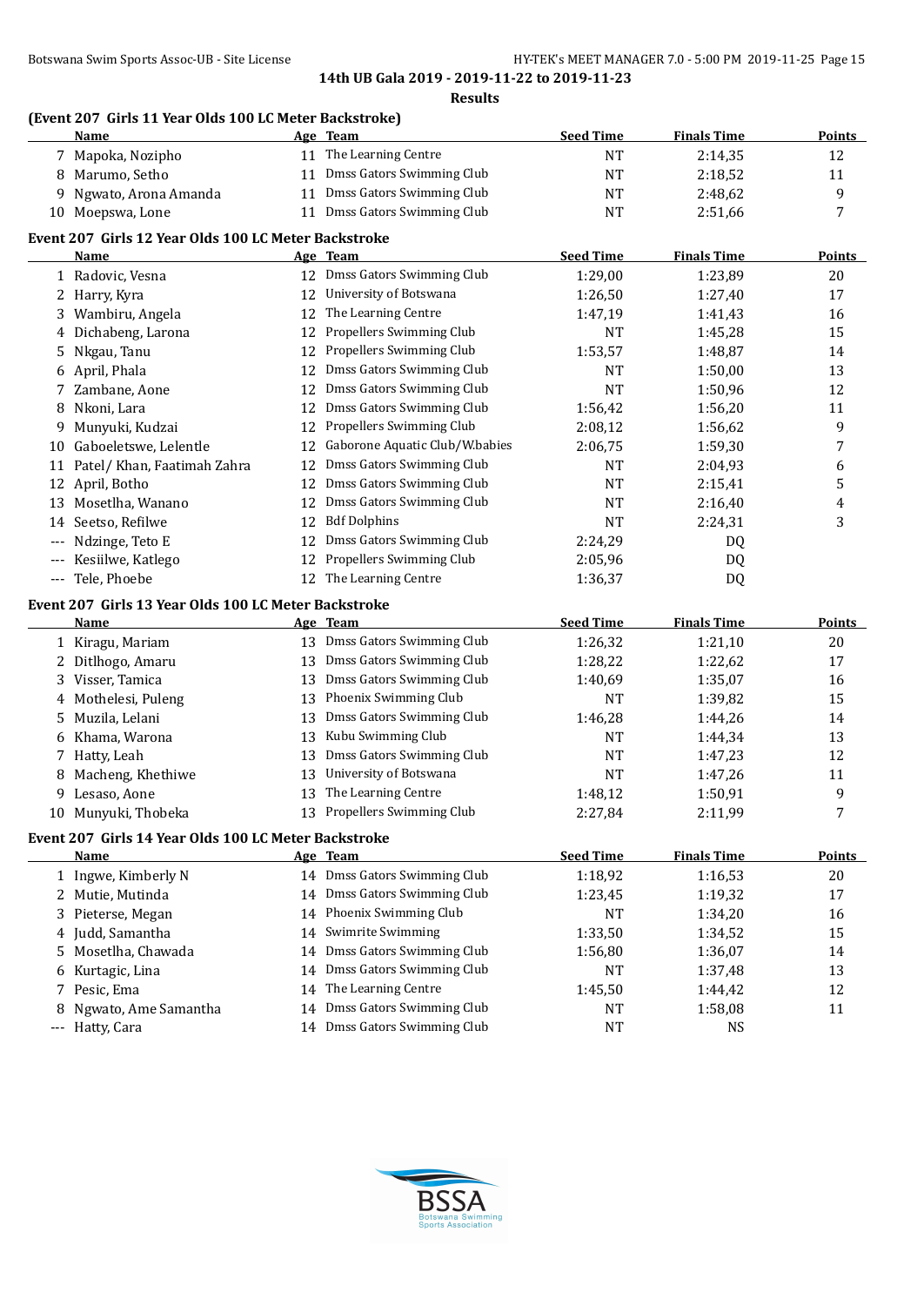**14th UB Gala 2019 - 2019-11-22 to 2019-11-23**

**Results**

### (Event 207 Girls 11 Year Olds 100 LC Meter Backstroke)

| | Name | Age | Team | Seed Time | Finals Time | Points |
|---|---|---|---|---|---|---|
| 7 | Mapoka, Nozipho | 11 | The Learning Centre | NT | 2:14,35 | 12 |
| 8 | Marumo, Setho | 11 | Dmss Gators Swimming Club | NT | 2:18,52 | 11 |
| 9 | Ngwato, Arona Amanda | 11 | Dmss Gators Swimming Club | NT | 2:48,62 | 9 |
| 10 | Moepswa, Lone | 11 | Dmss Gators Swimming Club | NT | 2:51,66 | 7 |

### Event 207 Girls 12 Year Olds 100 LC Meter Backstroke

| | Name | Age | Team | Seed Time | Finals Time | Points |
|---|---|---|---|---|---|---|
| 1 | Radovic, Vesna | 12 | Dmss Gators Swimming Club | 1:29,00 | 1:23,89 | 20 |
| 2 | Harry, Kyra | 12 | University of Botswana | 1:26,50 | 1:27,40 | 17 |
| 3 | Wambiru, Angela | 12 | The Learning Centre | 1:47,19 | 1:41,43 | 16 |
| 4 | Dichabeng, Larona | 12 | Propellers Swimming Club | NT | 1:45,28 | 15 |
| 5 | Nkgau, Tanu | 12 | Propellers Swimming Club | 1:53,57 | 1:48,87 | 14 |
| 6 | April, Phala | 12 | Dmss Gators Swimming Club | NT | 1:50,00 | 13 |
| 7 | Zambane, Aone | 12 | Dmss Gators Swimming Club | NT | 1:50,96 | 12 |
| 8 | Nkoni, Lara | 12 | Dmss Gators Swimming Club | 1:56,42 | 1:56,20 | 11 |
| 9 | Munyuki, Kudzai | 12 | Propellers Swimming Club | 2:08,12 | 1:56,62 | 9 |
| 10 | Gaboeletswe, Lelentle | 12 | Gaborone Aquatic Club/W.babies | 2:06,75 | 1:59,30 | 7 |
| 11 | Patel/ Khan, Faatimah Zahra | 12 | Dmss Gators Swimming Club | NT | 2:04,93 | 6 |
| 12 | April, Botho | 12 | Dmss Gators Swimming Club | NT | 2:15,41 | 5 |
| 13 | Mosetlha, Wanano | 12 | Dmss Gators Swimming Club | NT | 2:16,40 | 4 |
| 14 | Seetso, Refilwe | 12 | Bdf Dolphins | NT | 2:24,31 | 3 |
| --- | Ndzinge, Teto E | 12 | Dmss Gators Swimming Club | 2:24,29 | DQ | |
| --- | Kesiilwe, Katlego | 12 | Propellers Swimming Club | 2:05,96 | DQ | |
| --- | Tele, Phoebe | 12 | The Learning Centre | 1:36,37 | DQ | |

### Event 207 Girls 13 Year Olds 100 LC Meter Backstroke

| | Name | Age | Team | Seed Time | Finals Time | Points |
|---|---|---|---|---|---|---|
| 1 | Kiragu, Mariam | 13 | Dmss Gators Swimming Club | 1:26,32 | 1:21,10 | 20 |
| 2 | Ditlhogo, Amaru | 13 | Dmss Gators Swimming Club | 1:28,22 | 1:22,62 | 17 |
| 3 | Visser, Tamica | 13 | Dmss Gators Swimming Club | 1:40,69 | 1:35,07 | 16 |
| 4 | Mothelesi, Puleng | 13 | Phoenix Swimming Club | NT | 1:39,82 | 15 |
| 5 | Muzila, Lelani | 13 | Dmss Gators Swimming Club | 1:46,28 | 1:44,26 | 14 |
| 6 | Khama, Warona | 13 | Kubu Swimming Club | NT | 1:44,34 | 13 |
| 7 | Hatty, Leah | 13 | Dmss Gators Swimming Club | NT | 1:47,23 | 12 |
| 8 | Macheng, Khethiwe | 13 | University of Botswana | NT | 1:47,26 | 11 |
| 9 | Lesaso, Aone | 13 | The Learning Centre | 1:48,12 | 1:50,91 | 9 |
| 10 | Munyuki, Thobeka | 13 | Propellers Swimming Club | 2:27,84 | 2:11,99 | 7 |

### Event 207 Girls 14 Year Olds 100 LC Meter Backstroke

| | Name | Age | Team | Seed Time | Finals Time | Points |
|---|---|---|---|---|---|---|
| 1 | Ingwe, Kimberly N | 14 | Dmss Gators Swimming Club | 1:18,92 | 1:16,53 | 20 |
| 2 | Mutie, Mutinda | 14 | Dmss Gators Swimming Club | 1:23,45 | 1:19,32 | 17 |
| 3 | Pieterse, Megan | 14 | Phoenix Swimming Club | NT | 1:34,20 | 16 |
| 4 | Judd, Samantha | 14 | Swimrite Swimming | 1:33,50 | 1:34,52 | 15 |
| 5 | Mosetlha, Chawada | 14 | Dmss Gators Swimming Club | 1:56,80 | 1:36,07 | 14 |
| 6 | Kurtagic, Lina | 14 | Dmss Gators Swimming Club | NT | 1:37,48 | 13 |
| 7 | Pesic, Ema | 14 | The Learning Centre | 1:45,50 | 1:44,42 | 12 |
| 8 | Ngwato, Ame Samantha | 14 | Dmss Gators Swimming Club | NT | 1:58,08 | 11 |
| --- | Hatty, Cara | 14 | Dmss Gators Swimming Club | NT | NS | |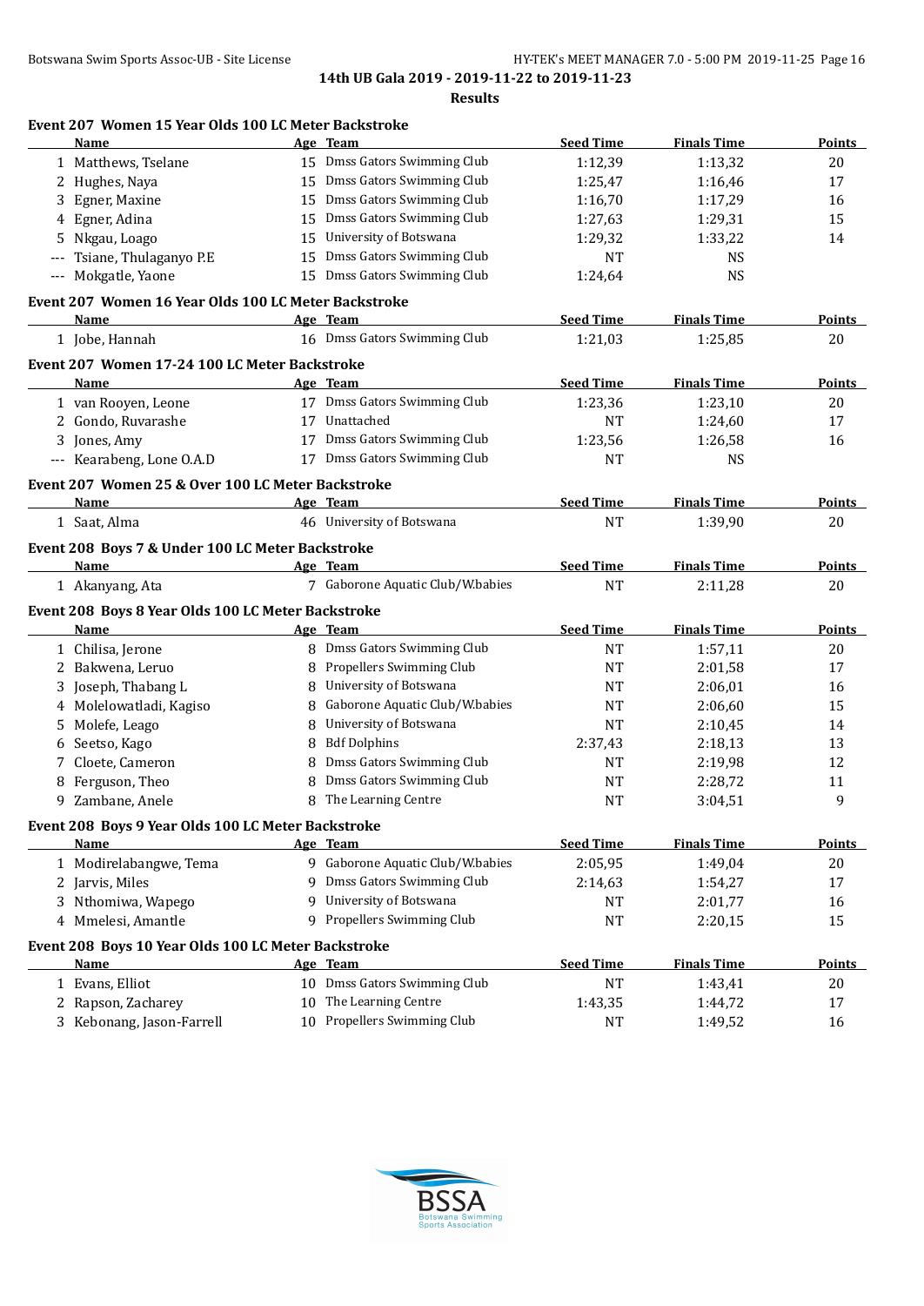**14th UB Gala 2019 - 2019-11-22 to 2019-11-23**

**Results**

### Event 207 Women 15 Year Olds 100 LC Meter Backstroke

| | Name | Age | Team | Seed Time | Finals Time | Points |
|---|---|---|---|---|---|---|
| 1 | Matthews, Tselane | 15 | Dmss Gators Swimming Club | 1:12,39 | 1:13,32 | 20 |
| 2 | Hughes, Naya | 15 | Dmss Gators Swimming Club | 1:25,47 | 1:16,46 | 17 |
| 3 | Egner, Maxine | 15 | Dmss Gators Swimming Club | 1:16,70 | 1:17,29 | 16 |
| 4 | Egner, Adina | 15 | Dmss Gators Swimming Club | 1:27,63 | 1:29,31 | 15 |
| 5 | Nkgau, Loago | 15 | University of Botswana | 1:29,32 | 1:33,22 | 14 |
| --- | Tsiane, Thulaganyo P.E | 15 | Dmss Gators Swimming Club | NT | NS | |
| --- | Mokgatle, Yaone | 15 | Dmss Gators Swimming Club | 1:24,64 | NS | |

### Event 207 Women 16 Year Olds 100 LC Meter Backstroke

| | Name | Age | Team | Seed Time | Finals Time | Points |
|---|---|---|---|---|---|---|
| 1 | Jobe, Hannah | 16 | Dmss Gators Swimming Club | 1:21,03 | 1:25,85 | 20 |

### Event 207 Women 17-24 100 LC Meter Backstroke

| | Name | Age | Team | Seed Time | Finals Time | Points |
|---|---|---|---|---|---|---|
| 1 | van Rooyen, Leone | 17 | Dmss Gators Swimming Club | 1:23,36 | 1:23,10 | 20 |
| 2 | Gondo, Ruvarashe | 17 | Unattached | NT | 1:24,60 | 17 |
| 3 | Jones, Amy | 17 | Dmss Gators Swimming Club | 1:23,56 | 1:26,58 | 16 |
| --- | Kearabeng, Lone O.A.D | 17 | Dmss Gators Swimming Club | NT | NS | |

### Event 207 Women 25 & Over 100 LC Meter Backstroke

| | Name | Age | Team | Seed Time | Finals Time | Points |
|---|---|---|---|---|---|---|
| 1 | Saat, Alma | 46 | University of Botswana | NT | 1:39,90 | 20 |

### Event 208 Boys 7 & Under 100 LC Meter Backstroke

| | Name | Age | Team | Seed Time | Finals Time | Points |
|---|---|---|---|---|---|---|
| 1 | Akanyang, Ata | 7 | Gaborone Aquatic Club/W.babies | NT | 2:11,28 | 20 |

### Event 208 Boys 8 Year Olds 100 LC Meter Backstroke

| | Name | Age | Team | Seed Time | Finals Time | Points |
|---|---|---|---|---|---|---|
| 1 | Chilisa, Jerone | 8 | Dmss Gators Swimming Club | NT | 1:57,11 | 20 |
| 2 | Bakwena, Leruo | 8 | Propellers Swimming Club | NT | 2:01,58 | 17 |
| 3 | Joseph, Thabang L | 8 | University of Botswana | NT | 2:06,01 | 16 |
| 4 | Molelowatladi, Kagiso | 8 | Gaborone Aquatic Club/W.babies | NT | 2:06,60 | 15 |
| 5 | Molefe, Leago | 8 | University of Botswana | NT | 2:10,45 | 14 |
| 6 | Seetso, Kago | 8 | Bdf Dolphins | 2:37,43 | 2:18,13 | 13 |
| 7 | Cloete, Cameron | 8 | Dmss Gators Swimming Club | NT | 2:19,98 | 12 |
| 8 | Ferguson, Theo | 8 | Dmss Gators Swimming Club | NT | 2:28,72 | 11 |
| 9 | Zambane, Anele | 8 | The Learning Centre | NT | 3:04,51 | 9 |

### Event 208 Boys 9 Year Olds 100 LC Meter Backstroke

| | Name | Age | Team | Seed Time | Finals Time | Points |
|---|---|---|---|---|---|---|
| 1 | Modirelabangwe, Tema | 9 | Gaborone Aquatic Club/W.babies | 2:05,95 | 1:49,04 | 20 |
| 2 | Jarvis, Miles | 9 | Dmss Gators Swimming Club | 2:14,63 | 1:54,27 | 17 |
| 3 | Nthomiwa, Wapego | 9 | University of Botswana | NT | 2:01,77 | 16 |
| 4 | Mmelesi, Amantle | 9 | Propellers Swimming Club | NT | 2:20,15 | 15 |

### Event 208 Boys 10 Year Olds 100 LC Meter Backstroke

| | Name | Age | Team | Seed Time | Finals Time | Points |
|---|---|---|---|---|---|---|
| 1 | Evans, Elliot | 10 | Dmss Gators Swimming Club | NT | 1:43,41 | 20 |
| 2 | Rapson, Zacharey | 10 | The Learning Centre | 1:43,35 | 1:44,72 | 17 |
| 3 | Kebonang, Jason-Farrell | 10 | Propellers Swimming Club | NT | 1:49,52 | 16 |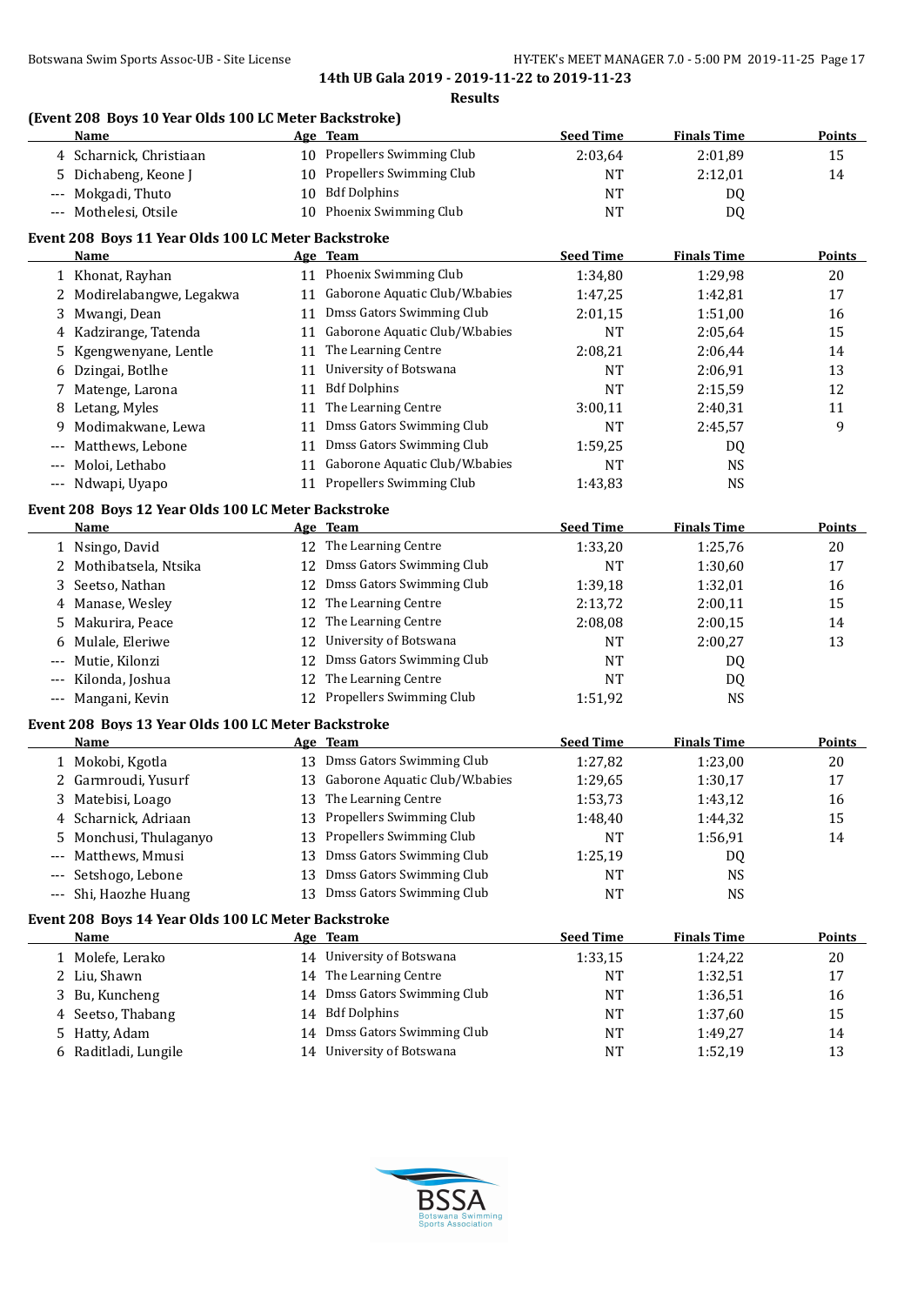**14th UB Gala 2019 - 2019-11-22 to 2019-11-23**

**Results**

### (Event 208 Boys 10 Year Olds 100 LC Meter Backstroke)

| | Name | Age | Team | Seed Time | Finals Time | Points |
|---|---|---|---|---|---|---|
| 4 | Scharnick, Christiaan | 10 | Propellers Swimming Club | 2:03,64 | 2:01,89 | 15 |
| 5 | Dichabeng, Keone J | 10 | Propellers Swimming Club | NT | 2:12,01 | 14 |
| --- | Mokgadi, Thuto | 10 | Bdf Dolphins | NT | DQ | |
| --- | Mothelesi, Otsile | 10 | Phoenix Swimming Club | NT | DQ | |

### Event 208 Boys 11 Year Olds 100 LC Meter Backstroke

| | Name | Age | Team | Seed Time | Finals Time | Points |
|---|---|---|---|---|---|---|
| 1 | Khonat, Rayhan | 11 | Phoenix Swimming Club | 1:34,80 | 1:29,98 | 20 |
| 2 | Modirelabangwe, Legakwa | 11 | Gaborone Aquatic Club/W.babies | 1:47,25 | 1:42,81 | 17 |
| 3 | Mwangi, Dean | 11 | Dmss Gators Swimming Club | 2:01,15 | 1:51,00 | 16 |
| 4 | Kadzirange, Tatenda | 11 | Gaborone Aquatic Club/W.babies | NT | 2:05,64 | 15 |
| 5 | Kgengwenyane, Lentle | 11 | The Learning Centre | 2:08,21 | 2:06,44 | 14 |
| 6 | Dzingai, Botlhe | 11 | University of Botswana | NT | 2:06,91 | 13 |
| 7 | Matenge, Larona | 11 | Bdf Dolphins | NT | 2:15,59 | 12 |
| 8 | Letang, Myles | 11 | The Learning Centre | 3:00,11 | 2:40,31 | 11 |
| 9 | Modimakwane, Lewa | 11 | Dmss Gators Swimming Club | NT | 2:45,57 | 9 |
| --- | Matthews, Lebone | 11 | Dmss Gators Swimming Club | 1:59,25 | DQ | |
| --- | Moloi, Lethabo | 11 | Gaborone Aquatic Club/W.babies | NT | NS | |
| --- | Ndwapi, Uyapo | 11 | Propellers Swimming Club | 1:43,83 | NS | |

### Event 208 Boys 12 Year Olds 100 LC Meter Backstroke

| | Name | Age | Team | Seed Time | Finals Time | Points |
|---|---|---|---|---|---|---|
| 1 | Nsingo, David | 12 | The Learning Centre | 1:33,20 | 1:25,76 | 20 |
| 2 | Mothibatsela, Ntsika | 12 | Dmss Gators Swimming Club | NT | 1:30,60 | 17 |
| 3 | Seetso, Nathan | 12 | Dmss Gators Swimming Club | 1:39,18 | 1:32,01 | 16 |
| 4 | Manase, Wesley | 12 | The Learning Centre | 2:13,72 | 2:00,11 | 15 |
| 5 | Makurira, Peace | 12 | The Learning Centre | 2:08,08 | 2:00,15 | 14 |
| 6 | Mulale, Eleriwe | 12 | University of Botswana | NT | 2:00,27 | 13 |
| --- | Mutie, Kilonzi | 12 | Dmss Gators Swimming Club | NT | DQ | |
| --- | Kilonda, Joshua | 12 | The Learning Centre | NT | DQ | |
| --- | Mangani, Kevin | 12 | Propellers Swimming Club | 1:51,92 | NS | |

### Event 208 Boys 13 Year Olds 100 LC Meter Backstroke

| | Name | Age | Team | Seed Time | Finals Time | Points |
|---|---|---|---|---|---|---|
| 1 | Mokobi, Kgotla | 13 | Dmss Gators Swimming Club | 1:27,82 | 1:23,00 | 20 |
| 2 | Garmroudi, Yusurf | 13 | Gaborone Aquatic Club/W.babies | 1:29,65 | 1:30,17 | 17 |
| 3 | Matebisi, Loago | 13 | The Learning Centre | 1:53,73 | 1:43,12 | 16 |
| 4 | Scharnick, Adriaan | 13 | Propellers Swimming Club | 1:48,40 | 1:44,32 | 15 |
| 5 | Monchusi, Thulaganyo | 13 | Propellers Swimming Club | NT | 1:56,91 | 14 |
| --- | Matthews, Mmusi | 13 | Dmss Gators Swimming Club | 1:25,19 | DQ | |
| --- | Setshogo, Lebone | 13 | Dmss Gators Swimming Club | NT | NS | |
| --- | Shi, Haozhe Huang | 13 | Dmss Gators Swimming Club | NT | NS | |

### Event 208 Boys 14 Year Olds 100 LC Meter Backstroke

| | Name | Age | Team | Seed Time | Finals Time | Points |
|---|---|---|---|---|---|---|
| 1 | Molefe, Lerako | 14 | University of Botswana | 1:33,15 | 1:24,22 | 20 |
| 2 | Liu, Shawn | 14 | The Learning Centre | NT | 1:32,51 | 17 |
| 3 | Bu, Kuncheng | 14 | Dmss Gators Swimming Club | NT | 1:36,51 | 16 |
| 4 | Seetso, Thabang | 14 | Bdf Dolphins | NT | 1:37,60 | 15 |
| 5 | Hatty, Adam | 14 | Dmss Gators Swimming Club | NT | 1:49,27 | 14 |
| 6 | Raditladi, Lungile | 14 | University of Botswana | NT | 1:52,19 | 13 |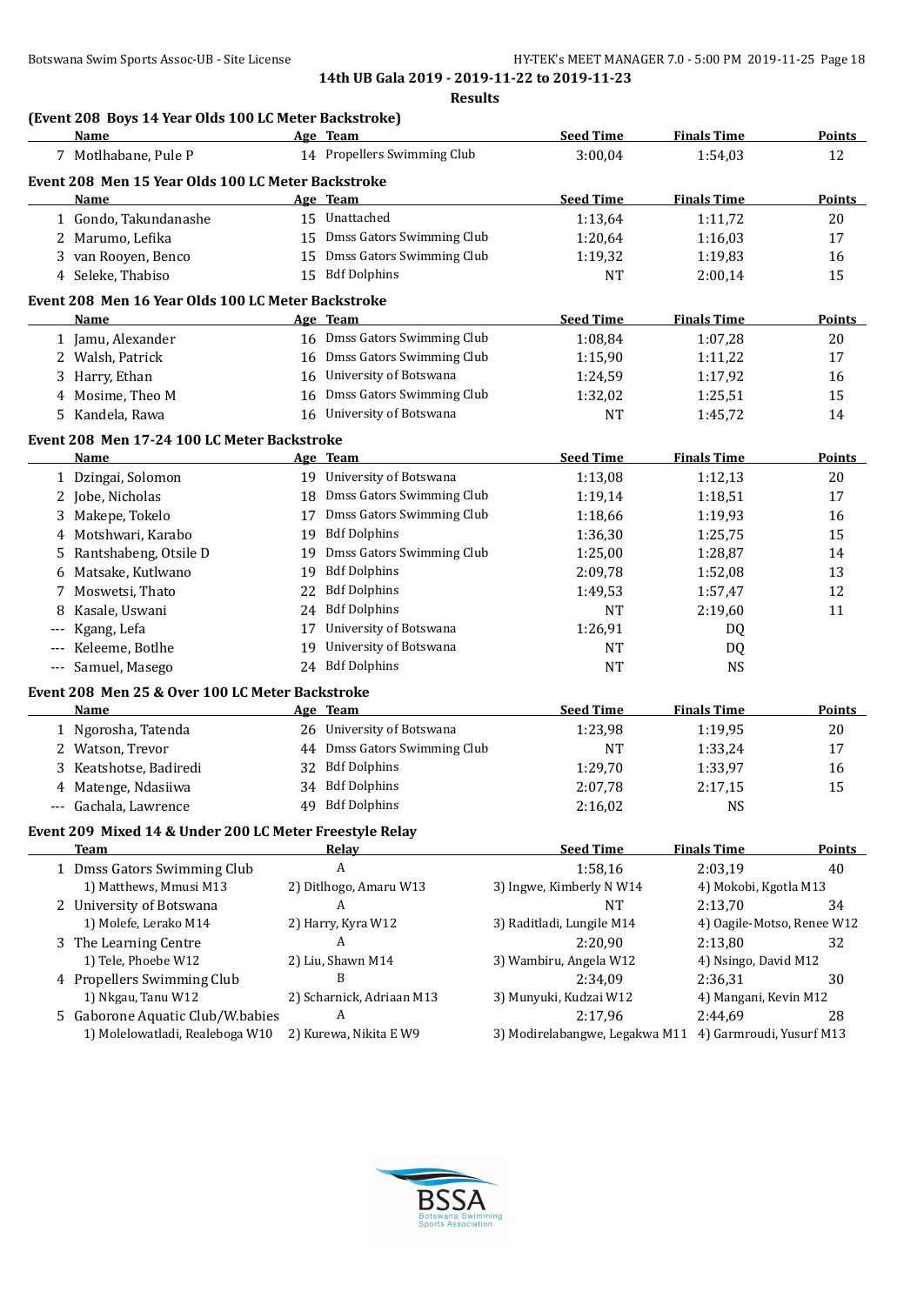**14th UB Gala 2019 - 2019-11-22 to 2019-11-23**

**Results**

### (Event 208 Boys 14 Year Olds 100 LC Meter Backstroke)

| | Name | Age | Team | Seed Time | Finals Time | Points |
|---|---|---|---|---|---|---|
| 7 | Motlhabane, Pule P | 14 | Propellers Swimming Club | 3:00,04 | 1:54,03 | 12 |

### Event 208 Men 15 Year Olds 100 LC Meter Backstroke

| | Name | Age | Team | Seed Time | Finals Time | Points |
|---|---|---|---|---|---|---|
| 1 | Gondo, Takundanashe | 15 | Unattached | 1:13,64 | 1:11,72 | 20 |
| 2 | Marumo, Lefika | 15 | Dmss Gators Swimming Club | 1:20,64 | 1:16,03 | 17 |
| 3 | van Rooyen, Benco | 15 | Dmss Gators Swimming Club | 1:19,32 | 1:19,83 | 16 |
| 4 | Seleke, Thabiso | 15 | Bdf Dolphins | NT | 2:00,14 | 15 |

### Event 208 Men 16 Year Olds 100 LC Meter Backstroke

| | Name | Age | Team | Seed Time | Finals Time | Points |
|---|---|---|---|---|---|---|
| 1 | Jamu, Alexander | 16 | Dmss Gators Swimming Club | 1:08,84 | 1:07,28 | 20 |
| 2 | Walsh, Patrick | 16 | Dmss Gators Swimming Club | 1:15,90 | 1:11,22 | 17 |
| 3 | Harry, Ethan | 16 | University of Botswana | 1:24,59 | 1:17,92 | 16 |
| 4 | Mosime, Theo M | 16 | Dmss Gators Swimming Club | 1:32,02 | 1:25,51 | 15 |
| 5 | Kandela, Rawa | 16 | University of Botswana | NT | 1:45,72 | 14 |

### Event 208 Men 17-24 100 LC Meter Backstroke

| | Name | Age | Team | Seed Time | Finals Time | Points |
|---|---|---|---|---|---|---|
| 1 | Dzingai, Solomon | 19 | University of Botswana | 1:13,08 | 1:12,13 | 20 |
| 2 | Jobe, Nicholas | 18 | Dmss Gators Swimming Club | 1:19,14 | 1:18,51 | 17 |
| 3 | Makepe, Tokelo | 17 | Dmss Gators Swimming Club | 1:18,66 | 1:19,93 | 16 |
| 4 | Motshwari, Karabo | 19 | Bdf Dolphins | 1:36,30 | 1:25,75 | 15 |
| 5 | Rantshabeng, Otsile D | 19 | Dmss Gators Swimming Club | 1:25,00 | 1:28,87 | 14 |
| 6 | Matsake, Kutlwano | 19 | Bdf Dolphins | 2:09,78 | 1:52,08 | 13 |
| 7 | Moswetsi, Thato | 22 | Bdf Dolphins | 1:49,53 | 1:57,47 | 12 |
| 8 | Kasale, Uswani | 24 | Bdf Dolphins | NT | 2:19,60 | 11 |
| --- | Kgang, Lefa | 17 | University of Botswana | 1:26,91 | DQ | |
| --- | Keleeme, Botlhe | 19 | University of Botswana | NT | DQ | |
| --- | Samuel, Masego | 24 | Bdf Dolphins | NT | NS | |

### Event 208 Men 25 & Over 100 LC Meter Backstroke

| | Name | Age | Team | Seed Time | Finals Time | Points |
|---|---|---|---|---|---|---|
| 1 | Ngorosha, Tatenda | 26 | University of Botswana | 1:23,98 | 1:19,95 | 20 |
| 2 | Watson, Trevor | 44 | Dmss Gators Swimming Club | NT | 1:33,24 | 17 |
| 3 | Keatshotse, Badiredi | 32 | Bdf Dolphins | 1:29,70 | 1:33,97 | 16 |
| 4 | Matenge, Ndasiiwa | 34 | Bdf Dolphins | 2:07,78 | 2:17,15 | 15 |
| --- | Gachala, Lawrence | 49 | Bdf Dolphins | 2:16,02 | NS | |

### Event 209 Mixed 14 & Under 200 LC Meter Freestyle Relay

| | Team | Relay | Seed Time | Finals Time | Points |
|---|---|---|---|---|---|
| 1 | Dmss Gators Swimming Club | A | 1:58,16 | 2:03,19 | 40 |
| | 1) Matthews, Mmusi M13 | 2) Ditlhogo, Amaru W13 | 3) Ingwe, Kimberly N W14 | 4) Mokobi, Kgotla M13 | |
| 2 | University of Botswana | A | NT | 2:13,70 | 34 |
| | 1) Molefe, Lerako M14 | 2) Harry, Kyra W12 | 3) Raditladi, Lungile M14 | 4) Oagile-Motso, Renee W12 | |
| 3 | The Learning Centre | A | 2:20,90 | 2:13,80 | 32 |
| | 1) Tele, Phoebe W12 | 2) Liu, Shawn M14 | 3) Wambiru, Angela W12 | 4) Nsingo, David M12 | |
| 4 | Propellers Swimming Club | B | 2:34,09 | 2:36,31 | 30 |
| | 1) Nkgau, Tanu W12 | 2) Scharnick, Adriaan M13 | 3) Munyuki, Kudzai W12 | 4) Mangani, Kevin M12 | |
| 5 | Gaborone Aquatic Club/W.babies | A | 2:17,96 | 2:44,69 | 28 |
| | 1) Molelowatladi, Realeboga W10 | 2) Kurewa, Nikita E W9 | 3) Modirelabangwe, Legakwa M11 | 4) Garmroudi, Yusurf M13 | |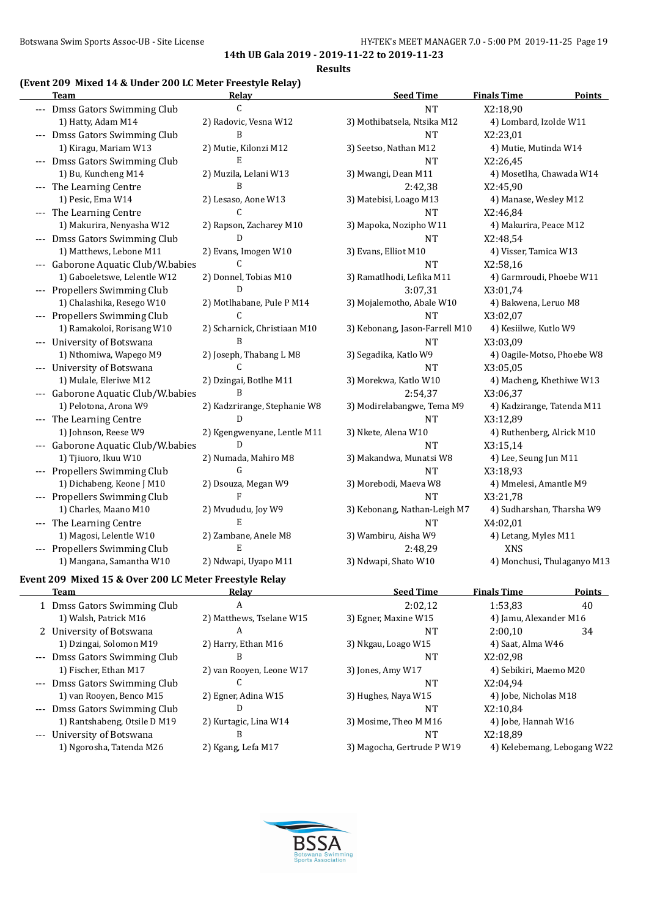## 14th UB Gala 2019 - 2019-11-22 to 2019-11-23

### Results

**(Event 209 Mixed 14 & Under 200 LC Meter Freestyle Relay)**

| | Team | Relay | Seed Time | Finals Time | Points |
|---|---|---|---|---|---|
| --- | Dmss Gators Swimming Club | C | NT | X2:18,90 | |
| | 1) Hatty, Adam M14 | 2) Radovic, Vesna W12 | 3) Mothibatsela, Ntsika M12 | 4) Lombard, Izolde W11 | |
| --- | Dmss Gators Swimming Club | B | NT | X2:23,01 | |
| | 1) Kiragu, Mariam W13 | 2) Mutie, Kilonzi M12 | 3) Seetso, Nathan M12 | 4) Mutie, Mutinda W14 | |
| --- | Dmss Gators Swimming Club | E | NT | X2:26,45 | |
| | 1) Bu, Kuncheng M14 | 2) Muzila, Lelani W13 | 3) Mwangi, Dean M11 | 4) Mosetlha, Chawada W14 | |
| --- | The Learning Centre | B | 2:42,38 | X2:45,90 | |
| | 1) Pesic, Ema W14 | 2) Lesaso, Aone W13 | 3) Matebisi, Loago M13 | 4) Manase, Wesley M12 | |
| --- | The Learning Centre | C | NT | X2:46,84 | |
| | 1) Makurira, Nenyasha W12 | 2) Rapson, Zacharey M10 | 3) Mapoka, Nozipho W11 | 4) Makurira, Peace M12 | |
| --- | Dmss Gators Swimming Club | D | NT | X2:48,54 | |
| | 1) Matthews, Lebone M11 | 2) Evans, Imogen W10 | 3) Evans, Elliot M10 | 4) Visser, Tamica W13 | |
| --- | Gaborone Aquatic Club/W.babies | C | NT | X2:58,16 | |
| | 1) Gaboeletswe, Lelentle W12 | 2) Donnel, Tobias M10 | 3) Ramatlhodi, Lefika M11 | 4) Garmroudi, Phoebe W11 | |
| --- | Propellers Swimming Club | D | 3:07,31 | X3:01,74 | |
| | 1) Chalashika, Resego W10 | 2) Motlhabane, Pule P M14 | 3) Mojalemotho, Abale W10 | 4) Bakwena, Leruo M8 | |
| --- | Propellers Swimming Club | C | NT | X3:02,07 | |
| | 1) Ramakoloi, Rorisang W10 | 2) Scharnick, Christiaan M10 | 3) Kebonang, Jason-Farrell M10 | 4) Kesiilwe, Kutlo W9 | |
| --- | University of Botswana | B | NT | X3:03,09 | |
| | 1) Nthomiwa, Wapego M9 | 2) Joseph, Thabang L M8 | 3) Segadika, Katlo W9 | 4) Oagile-Motso, Phoebe W8 | |
| --- | University of Botswana | C | NT | X3:05,05 | |
| | 1) Mulale, Eleriwe M12 | 2) Dzingai, Botlhe M11 | 3) Morekwa, Katlo W10 | 4) Macheng, Khethiwe W13 | |
| --- | Gaborone Aquatic Club/W.babies | B | 2:54,37 | X3:06,37 | |
| | 1) Pelotona, Arona W9 | 2) Kadzrirange, Stephanie W8 | 3) Modirelabangwe, Tema M9 | 4) Kadzirange, Tatenda M11 | |
| --- | The Learning Centre | D | NT | X3:12,89 | |
| | 1) Johnson, Reese W9 | 2) Kgengwenyane, Lentle M11 | 3) Nkete, Alena W10 | 4) Ruthenberg, Alrick M10 | |
| --- | Gaborone Aquatic Club/W.babies | D | NT | X3:15,14 | |
| | 1) Tjiuoro, Ikuu W10 | 2) Numada, Mahiro M8 | 3) Makandwa, Munatsi W8 | 4) Lee, Seung Jun M11 | |
| --- | Propellers Swimming Club | G | NT | X3:18,93 | |
| | 1) Dichabeng, Keone J M10 | 2) Dsouza, Megan W9 | 3) Morebodi, Maeva W8 | 4) Mmelesi, Amantle M9 | |
| --- | Propellers Swimming Club | F | NT | X3:21,78 | |
| | 1) Charles, Maano M10 | 2) Mvududu, Joy W9 | 3) Kebonang, Nathan-Leigh M7 | 4) Sudharshan, Tharsha W9 | |
| --- | The Learning Centre | E | NT | X4:02,01 | |
| | 1) Magosi, Lelentle W10 | 2) Zambane, Anele M8 | 3) Wambiru, Aisha W9 | 4) Letang, Myles M11 | |
| --- | Propellers Swimming Club | E | 2:48,29 | XNS | |
| | 1) Mangana, Samantha W10 | 2) Ndwapi, Uyapo M11 | 3) Ndwapi, Shato W10 | 4) Monchusi, Thulaganyo M13 | |

**Event 209 Mixed 15 & Over 200 LC Meter Freestyle Relay**

| | Team | Relay | Seed Time | Finals Time | Points |
|---|---|---|---|---|---|
| 1 | Dmss Gators Swimming Club | A | 2:02,12 | 1:53,83 | 40 |
| | 1) Walsh, Patrick M16 | 2) Matthews, Tselane W15 | 3) Egner, Maxine W15 | 4) Jamu, Alexander M16 | |
| 2 | University of Botswana | A | NT | 2:00,10 | 34 |
| | 1) Dzingai, Solomon M19 | 2) Harry, Ethan M16 | 3) Nkgau, Loago W15 | 4) Saat, Alma W46 | |
| --- | Dmss Gators Swimming Club | B | NT | X2:02,98 | |
| | 1) Fischer, Ethan M17 | 2) van Rooyen, Leone W17 | 3) Jones, Amy W17 | 4) Sebikiri, Maemo M20 | |
| --- | Dmss Gators Swimming Club | C | NT | X2:04,94 | |
| | 1) van Rooyen, Benco M15 | 2) Egner, Adina W15 | 3) Hughes, Naya W15 | 4) Jobe, Nicholas M18 | |
| --- | Dmss Gators Swimming Club | D | NT | X2:10,84 | |
| | 1) Rantshabeng, Otsile D M19 | 2) Kurtagic, Lina W14 | 3) Mosime, Theo M M16 | 4) Jobe, Hannah W16 | |
| --- | University of Botswana | B | NT | X2:18,89 | |
| | 1) Ngorosha, Tatenda M26 | 2) Kgang, Lefa M17 | 3) Magocha, Gertrude P W19 | 4) Kelebemang, Lebogang W22 | |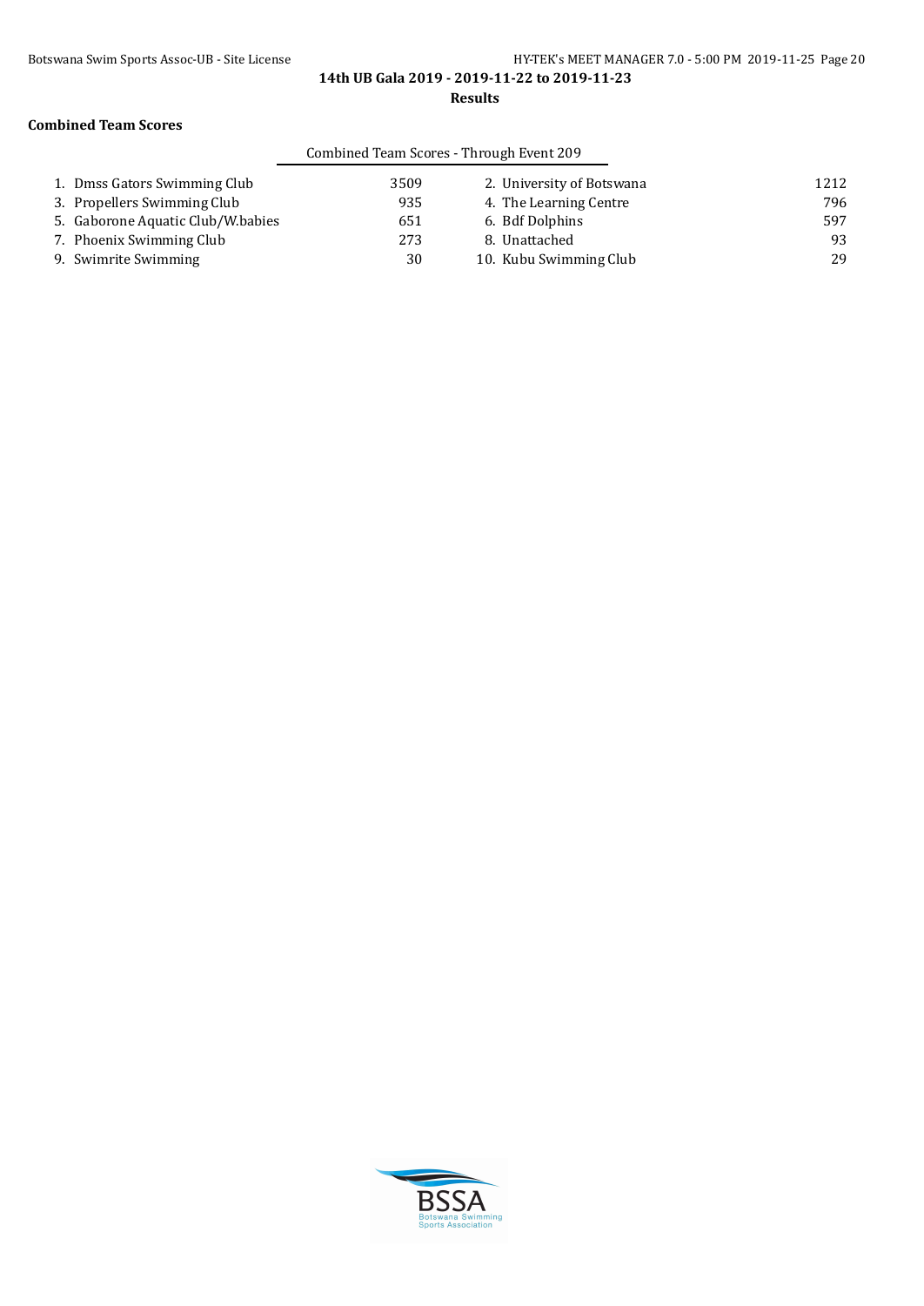**14th UB Gala 2019 - 2019-11-22 to 2019-11-23**

**Results**

**Combined Team Scores**

Combined Team Scores - Through Event 209

| | | | |
|---|---|---|---|
| 1. Dmss Gators Swimming Club | 3509 | 2. University of Botswana | 1212 |
| 3. Propellers Swimming Club | 935 | 4. The Learning Centre | 796 |
| 5. Gaborone Aquatic Club/W.babies | 651 | 6. Bdf Dolphins | 597 |
| 7. Phoenix Swimming Club | 273 | 8. Unattached | 93 |
| 9. Swimrite Swimming | 30 | 10. Kubu Swimming Club | 29 |

BSSA
Botswana Swimming Sports Association